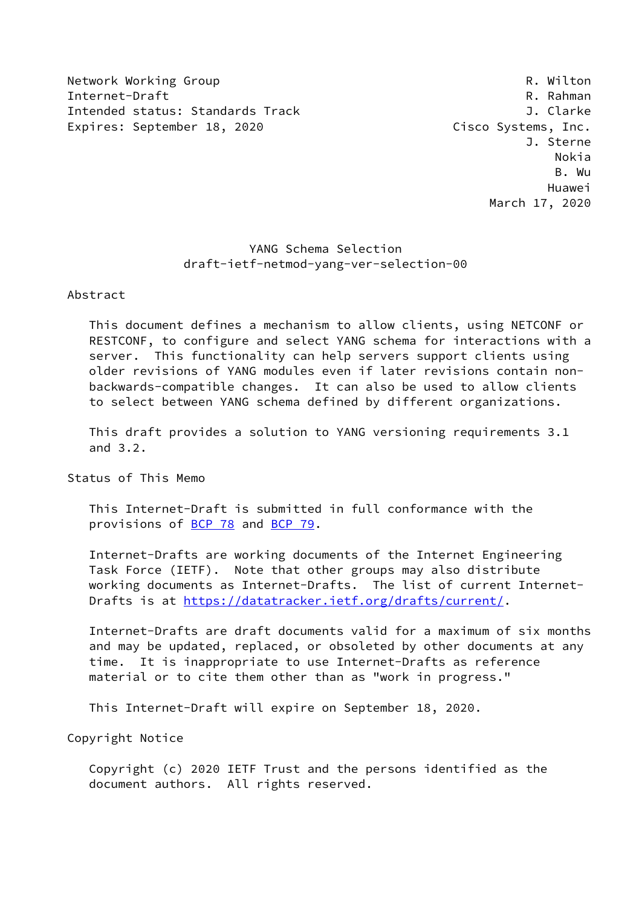Network Working Group R. Wilton
Internet-Draft R. Rahman
Intended status: Standards Track J. Clarke
Expires: September 18, 2020 Cisco Systems, Inc.
J. Sterne
Nokia
B. Wu
Huawei
March 17, 2020

# YANG Schema Selection
## draft-ietf-netmod-yang-ver-selection-00

## Abstract

This document defines a mechanism to allow clients, using NETCONF or RESTCONF, to configure and select YANG schema for interactions with a server. This functionality can help servers support clients using older revisions of YANG modules even if later revisions contain non-backwards-compatible changes. It can also be used to allow clients to select between YANG schema defined by different organizations.

This draft provides a solution to YANG versioning requirements 3.1 and 3.2.

## Status of This Memo

This Internet-Draft is submitted in full conformance with the provisions of BCP 78 and BCP 79.

Internet-Drafts are working documents of the Internet Engineering Task Force (IETF). Note that other groups may also distribute working documents as Internet-Drafts. The list of current Internet-Drafts is at https://datatracker.ietf.org/drafts/current/.

Internet-Drafts are draft documents valid for a maximum of six months and may be updated, replaced, or obsoleted by other documents at any time. It is inappropriate to use Internet-Drafts as reference material or to cite them other than as "work in progress."

This Internet-Draft will expire on September 18, 2020.

## Copyright Notice

Copyright (c) 2020 IETF Trust and the persons identified as the document authors. All rights reserved.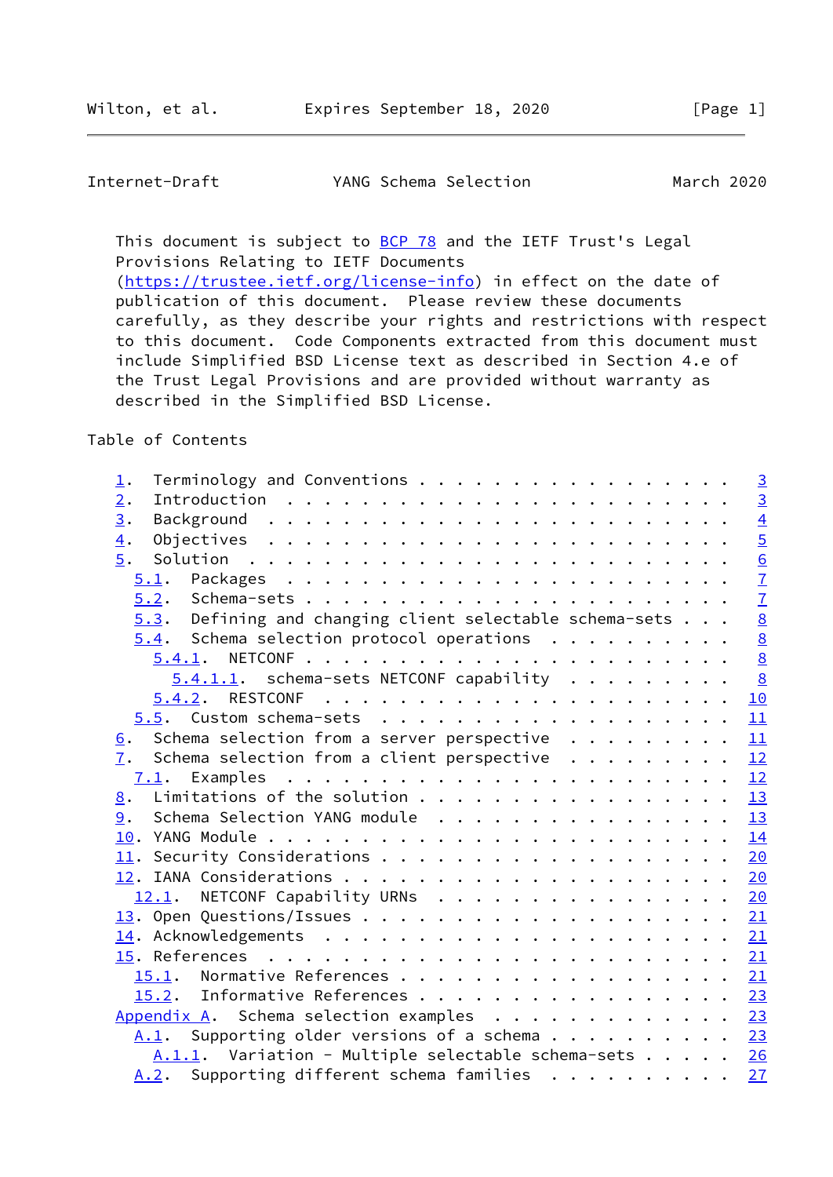This document is subject to BCP 78 and the IETF Trust's Legal Provisions Relating to IETF Documents (https://trustee.ietf.org/license-info) in effect on the date of publication of this document. Please review these documents carefully, as they describe your rights and restrictions with respect to this document. Code Components extracted from this document must include Simplified BSD License text as described in Section 4.e of the Trust Legal Provisions and are provided without warranty as described in the Simplified BSD License.

Table of Contents

```
   1.  Terminology and Conventions . . . . . . . . . . . . . . . . .   3
   2.  Introduction  . . . . . . . . . . . . . . . . . . . . . . . .   3
   3.  Background  . . . . . . . . . . . . . . . . . . . . . . . . .   4
   4.  Objectives  . . . . . . . . . . . . . . . . . . . . . . . . .   5
   5.  Solution  . . . . . . . . . . . . . . . . . . . . . . . . . .   6
     5.1.  Packages  . . . . . . . . . . . . . . . . . . . . . . . .   7
     5.2.  Schema-sets . . . . . . . . . . . . . . . . . . . . . . .   7
     5.3.  Defining and changing client selectable schema-sets . . .   8
     5.4.  Schema selection protocol operations  . . . . . . . . . .   8
       5.4.1.  NETCONF . . . . . . . . . . . . . . . . . . . . . . .   8
         5.4.1.1.  schema-sets NETCONF capability  . . . . . . . . .   8
       5.4.2.  RESTCONF  . . . . . . . . . . . . . . . . . . . . . .  10
     5.5.  Custom schema-sets  . . . . . . . . . . . . . . . . . . .  11
   6.  Schema selection from a server perspective  . . . . . . . . .  11
   7.  Schema selection from a client perspective  . . . . . . . . .  12
     7.1.  Examples  . . . . . . . . . . . . . . . . . . . . . . . .  12
   8.  Limitations of the solution . . . . . . . . . . . . . . . . .  13
   9.  Schema Selection YANG module  . . . . . . . . . . . . . . . .  13
   10. YANG Module . . . . . . . . . . . . . . . . . . . . . . . . .  14
   11. Security Considerations . . . . . . . . . . . . . . . . . . .  20
   12. IANA Considerations . . . . . . . . . . . . . . . . . . . . .  20
     12.1.  NETCONF Capability URNs  . . . . . . . . . . . . . . . .  20
   13. Open Questions/Issues . . . . . . . . . . . . . . . . . . . .  21
   14. Acknowledgements  . . . . . . . . . . . . . . . . . . . . . .  21
   15. References  . . . . . . . . . . . . . . . . . . . . . . . . .  21
     15.1.  Normative References . . . . . . . . . . . . . . . . . .  21
     15.2.  Informative References . . . . . . . . . . . . . . . . .  23
   Appendix A.  Schema selection examples  . . . . . . . . . . . . .  23
     A.1.  Supporting older versions of a schema . . . . . . . . . .  23
       A.1.1.  Variation - Multiple selectable schema-sets . . . . .  26
     A.2.  Supporting different schema families  . . . . . . . . . .  27
```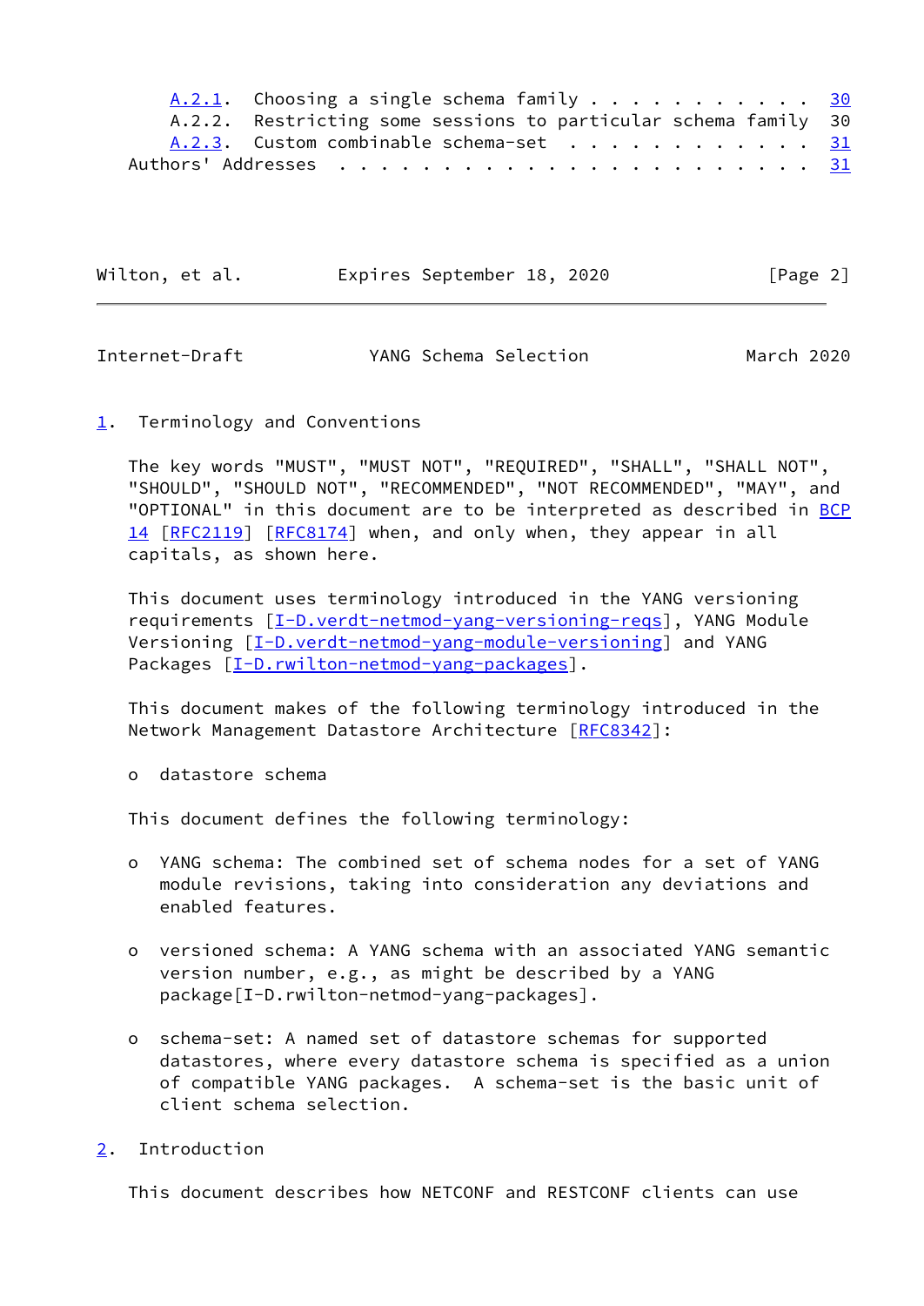A.2.1. Choosing a single schema family . . . . . . . . . . . 30
A.2.2. Restricting some sessions to particular schema family 30
A.2.3. Custom combinable schema-set . . . . . . . . . . . . 31
Authors' Addresses . . . . . . . . . . . . . . . . . . . . . . . 31

## 1. Terminology and Conventions

The key words "MUST", "MUST NOT", "REQUIRED", "SHALL", "SHALL NOT", "SHOULD", "SHOULD NOT", "RECOMMENDED", "NOT RECOMMENDED", "MAY", and "OPTIONAL" in this document are to be interpreted as described in BCP 14 [RFC2119] [RFC8174] when, and only when, they appear in all capitals, as shown here.

This document uses terminology introduced in the YANG versioning requirements [I-D.verdt-netmod-yang-versioning-reqs], YANG Module Versioning [I-D.verdt-netmod-yang-module-versioning] and YANG Packages [I-D.rwilton-netmod-yang-packages].

This document makes of the following terminology introduced in the Network Management Datastore Architecture [RFC8342]:

- datastore schema

This document defines the following terminology:

- YANG schema: The combined set of schema nodes for a set of YANG module revisions, taking into consideration any deviations and enabled features.
- versioned schema: A YANG schema with an associated YANG semantic version number, e.g., as might be described by a YANG package[I-D.rwilton-netmod-yang-packages].
- schema-set: A named set of datastore schemas for supported datastores, where every datastore schema is specified as a union of compatible YANG packages. A schema-set is the basic unit of client schema selection.

## 2. Introduction

This document describes how NETCONF and RESTCONF clients can use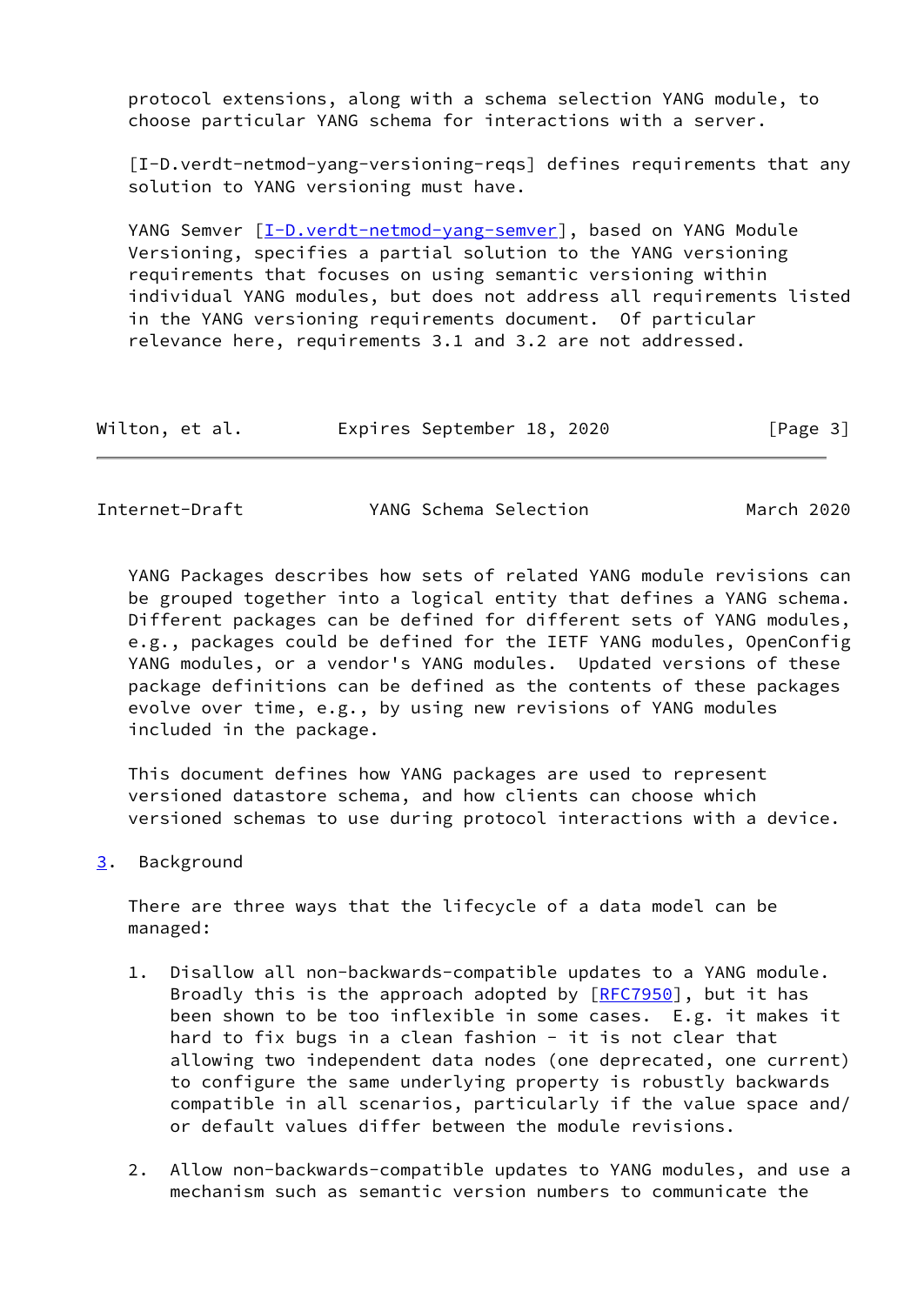protocol extensions, along with a schema selection YANG module, to choose particular YANG schema for interactions with a server.

[I-D.verdt-netmod-yang-versioning-reqs] defines requirements that any solution to YANG versioning must have.

YANG Semver [I-D.verdt-netmod-yang-semver], based on YANG Module Versioning, specifies a partial solution to the YANG versioning requirements that focuses on using semantic versioning within individual YANG modules, but does not address all requirements listed in the YANG versioning requirements document. Of particular relevance here, requirements 3.1 and 3.2 are not addressed.

YANG Packages describes how sets of related YANG module revisions can be grouped together into a logical entity that defines a YANG schema. Different packages can be defined for different sets of YANG modules, e.g., packages could be defined for the IETF YANG modules, OpenConfig YANG modules, or a vendor's YANG modules. Updated versions of these package definitions can be defined as the contents of these packages evolve over time, e.g., by using new revisions of YANG modules included in the package.

This document defines how YANG packages are used to represent versioned datastore schema, and how clients can choose which versioned schemas to use during protocol interactions with a device.

## 3. Background

There are three ways that the lifecycle of a data model can be managed:

1. Disallow all non-backwards-compatible updates to a YANG module. Broadly this is the approach adopted by [RFC7950], but it has been shown to be too inflexible in some cases. E.g. it makes it hard to fix bugs in a clean fashion - it is not clear that allowing two independent data nodes (one deprecated, one current) to configure the same underlying property is robustly backwards compatible in all scenarios, particularly if the value space and/or default values differ between the module revisions.

2. Allow non-backwards-compatible updates to YANG modules, and use a mechanism such as semantic version numbers to communicate the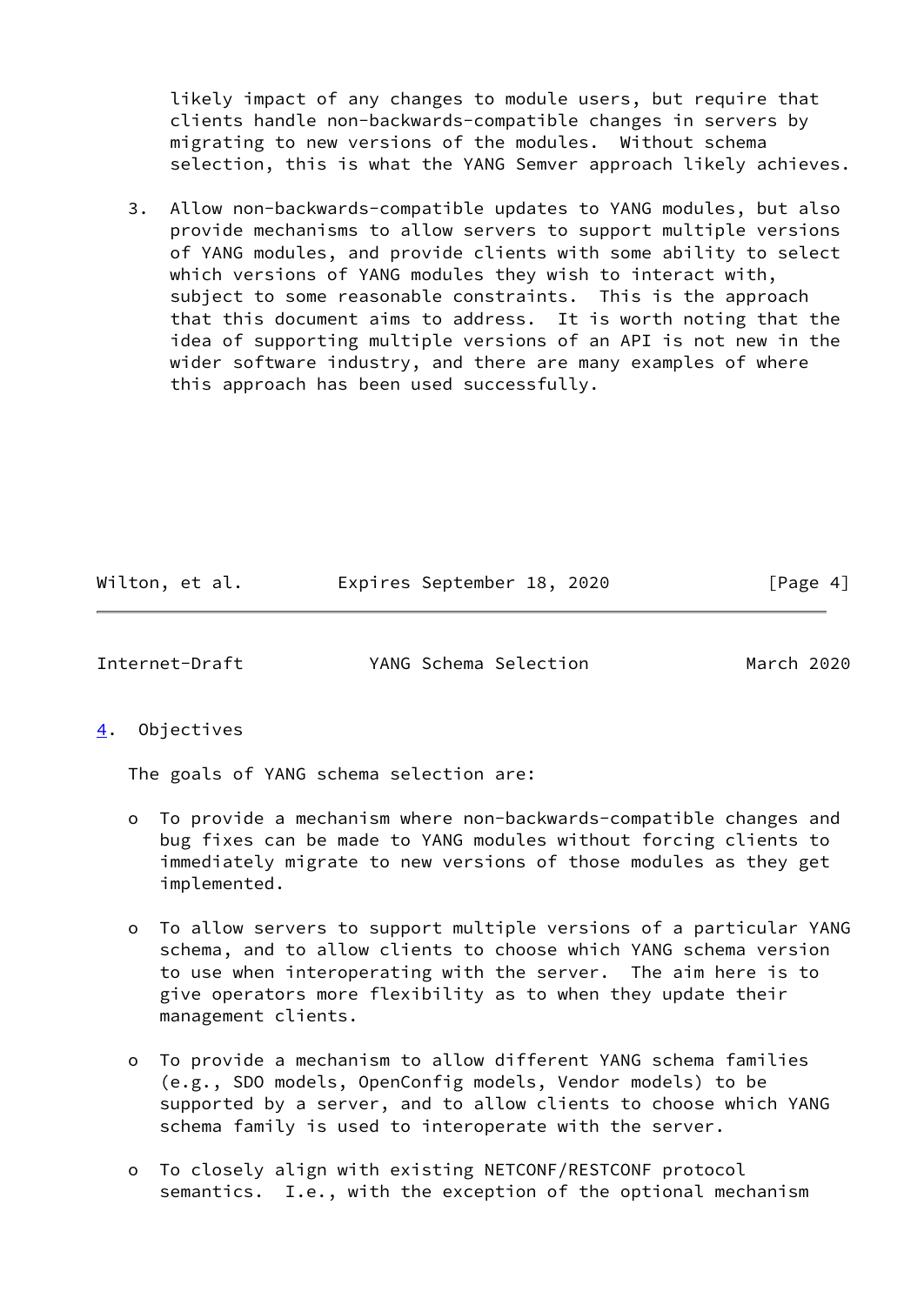likely impact of any changes to module users, but require that clients handle non-backwards-compatible changes in servers by migrating to new versions of the modules. Without schema selection, this is what the YANG Semver approach likely achieves.

3. Allow non-backwards-compatible updates to YANG modules, but also provide mechanisms to allow servers to support multiple versions of YANG modules, and provide clients with some ability to select which versions of YANG modules they wish to interact with, subject to some reasonable constraints. This is the approach that this document aims to address. It is worth noting that the idea of supporting multiple versions of an API is not new in the wider software industry, and there are many examples of where this approach has been used successfully.

## 4. Objectives

The goals of YANG schema selection are:

- To provide a mechanism where non-backwards-compatible changes and bug fixes can be made to YANG modules without forcing clients to immediately migrate to new versions of those modules as they get implemented.

- To allow servers to support multiple versions of a particular YANG schema, and to allow clients to choose which YANG schema version to use when interoperating with the server. The aim here is to give operators more flexibility as to when they update their management clients.

- To provide a mechanism to allow different YANG schema families (e.g., SDO models, OpenConfig models, Vendor models) to be supported by a server, and to allow clients to choose which YANG schema family is used to interoperate with the server.

- To closely align with existing NETCONF/RESTCONF protocol semantics. I.e., with the exception of the optional mechanism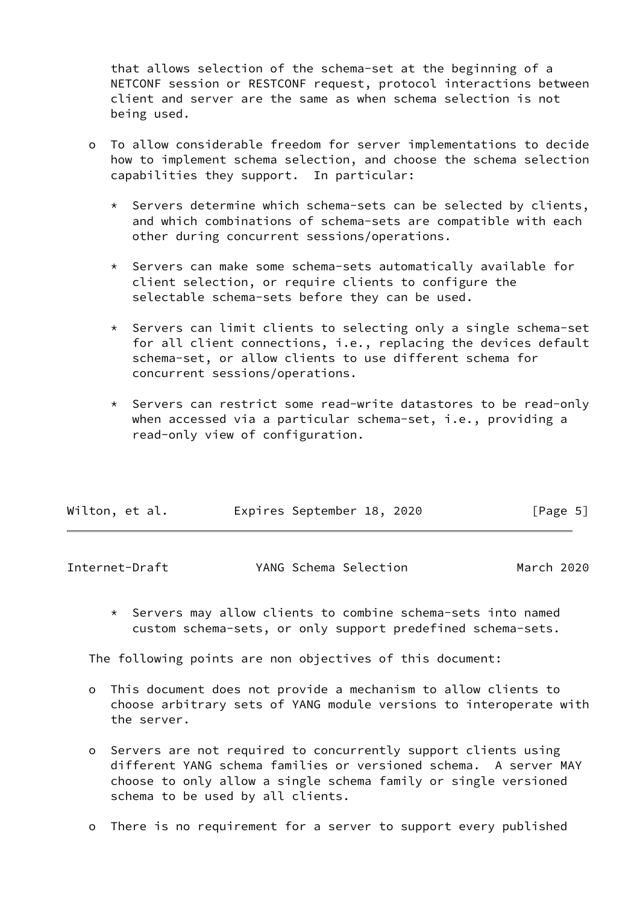that allows selection of the schema-set at the beginning of a NETCONF session or RESTCONF request, protocol interactions between client and server are the same as when schema selection is not being used.

- To allow considerable freedom for server implementations to decide how to implement schema selection, and choose the schema selection capabilities they support. In particular:

  * Servers determine which schema-sets can be selected by clients, and which combinations of schema-sets are compatible with each other during concurrent sessions/operations.

  * Servers can make some schema-sets automatically available for client selection, or require clients to configure the selectable schema-sets before they can be used.

  * Servers can limit clients to selecting only a single schema-set for all client connections, i.e., replacing the devices default schema-set, or allow clients to use different schema for concurrent sessions/operations.

  * Servers can restrict some read-write datastores to be read-only when accessed via a particular schema-set, i.e., providing a read-only view of configuration.

  * Servers may allow clients to combine schema-sets into named custom schema-sets, or only support predefined schema-sets.

The following points are non objectives of this document:

- This document does not provide a mechanism to allow clients to choose arbitrary sets of YANG module versions to interoperate with the server.

- Servers are not required to concurrently support clients using different YANG schema families or versioned schema. A server MAY choose to only allow a single schema family or single versioned schema to be used by all clients.

- There is no requirement for a server to support every published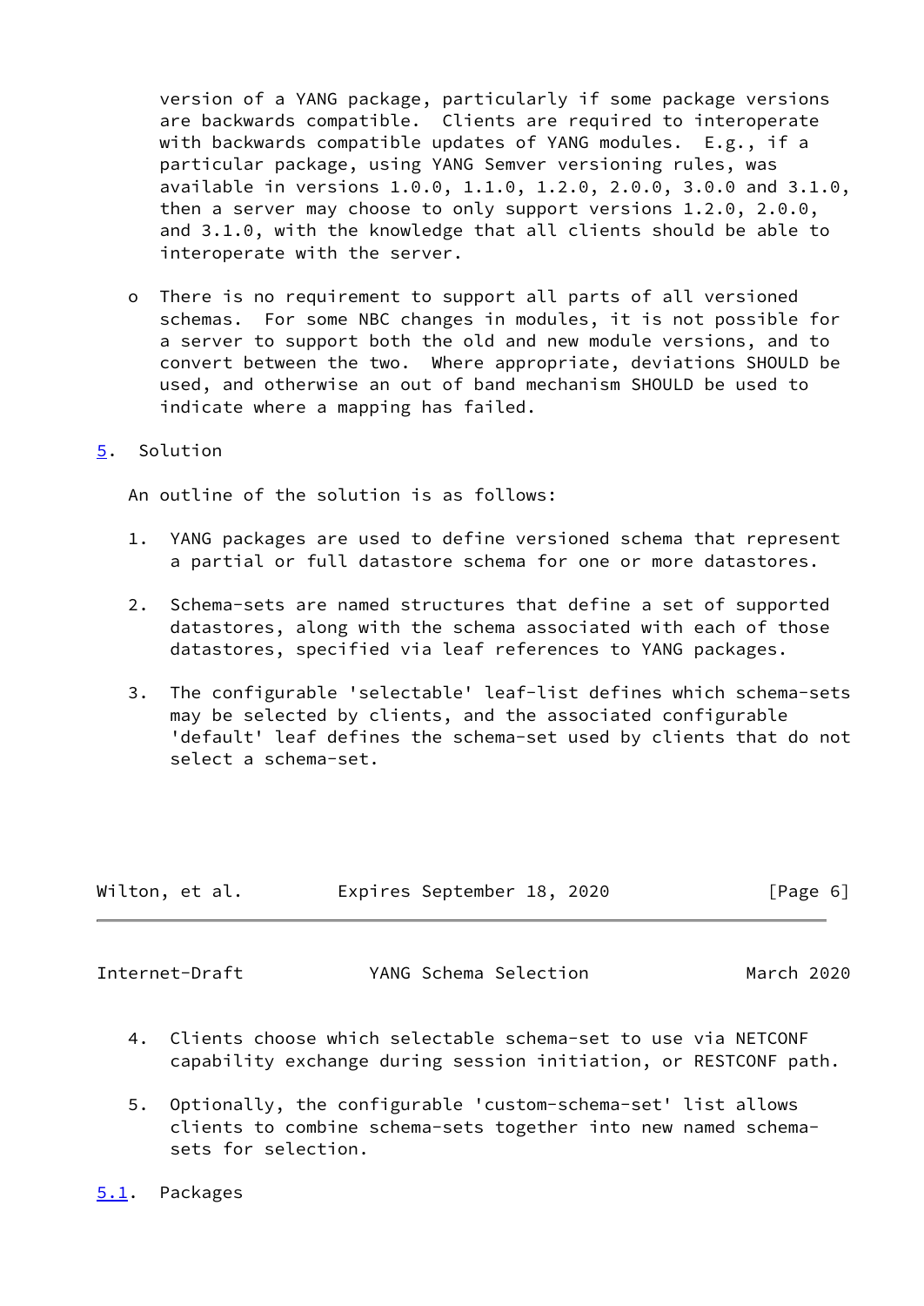version of a YANG package, particularly if some package versions are backwards compatible. Clients are required to interoperate with backwards compatible updates of YANG modules. E.g., if a particular package, using YANG Semver versioning rules, was available in versions 1.0.0, 1.1.0, 1.2.0, 2.0.0, 3.0.0 and 3.1.0, then a server may choose to only support versions 1.2.0, 2.0.0, and 3.1.0, with the knowledge that all clients should be able to interoperate with the server.

- There is no requirement to support all parts of all versioned schemas. For some NBC changes in modules, it is not possible for a server to support both the old and new module versions, and to convert between the two. Where appropriate, deviations SHOULD be used, and otherwise an out of band mechanism SHOULD be used to indicate where a mapping has failed.

## 5. Solution

An outline of the solution is as follows:

1. YANG packages are used to define versioned schema that represent a partial or full datastore schema for one or more datastores.

2. Schema-sets are named structures that define a set of supported datastores, along with the schema associated with each of those datastores, specified via leaf references to YANG packages.

3. The configurable 'selectable' leaf-list defines which schema-sets may be selected by clients, and the associated configurable 'default' leaf defines the schema-set used by clients that do not select a schema-set.

4. Clients choose which selectable schema-set to use via NETCONF capability exchange during session initiation, or RESTCONF path.

5. Optionally, the configurable 'custom-schema-set' list allows clients to combine schema-sets together into new named schema-sets for selection.

### 5.1. Packages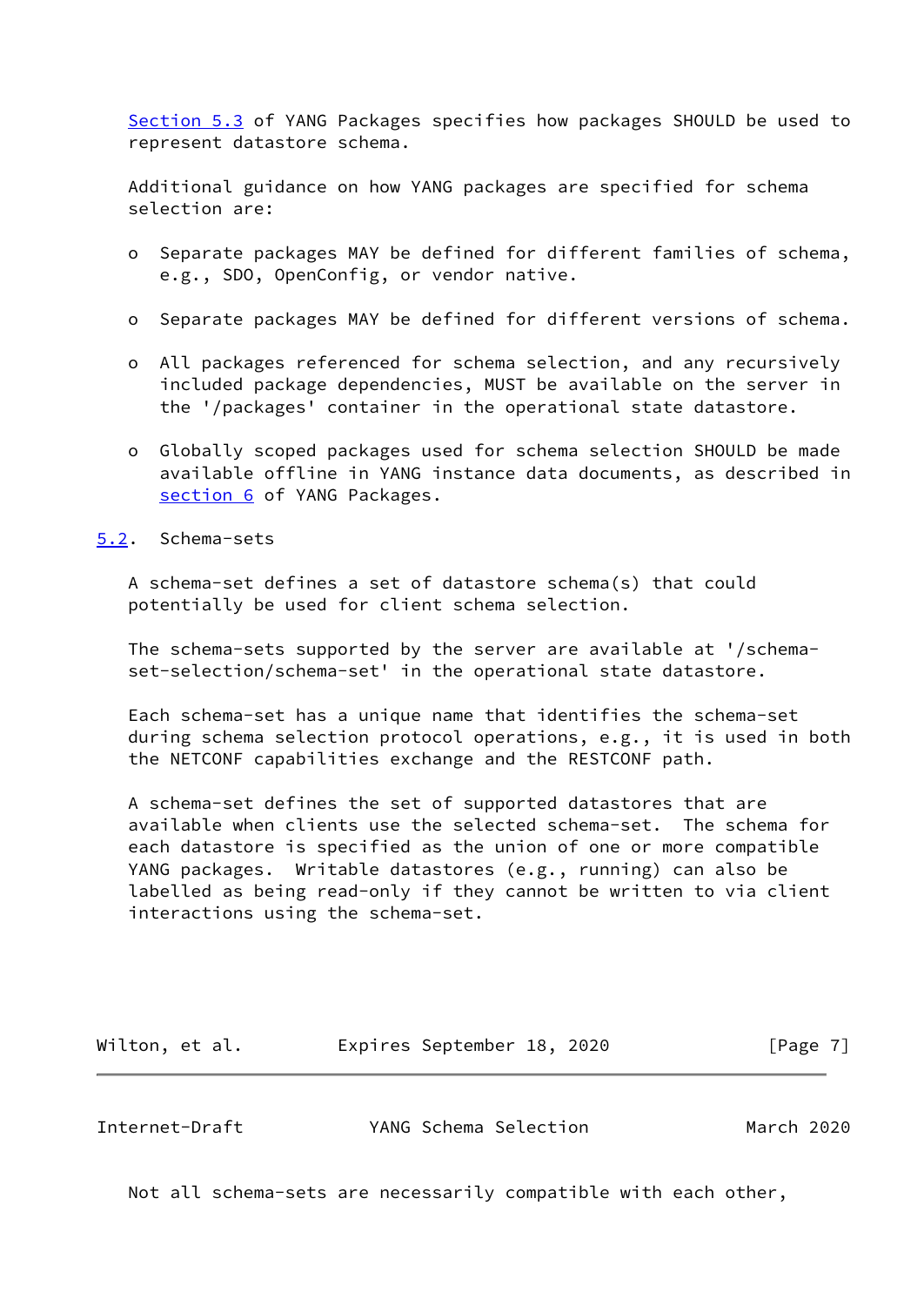Section 5.3 of YANG Packages specifies how packages SHOULD be used to represent datastore schema.

Additional guidance on how YANG packages are specified for schema selection are:

- Separate packages MAY be defined for different families of schema, e.g., SDO, OpenConfig, or vendor native.
- Separate packages MAY be defined for different versions of schema.
- All packages referenced for schema selection, and any recursively included package dependencies, MUST be available on the server in the '/packages' container in the operational state datastore.
- Globally scoped packages used for schema selection SHOULD be made available offline in YANG instance data documents, as described in section 6 of YANG Packages.

## 5.2. Schema-sets

A schema-set defines a set of datastore schema(s) that could potentially be used for client schema selection.

The schema-sets supported by the server are available at '/schema-set-selection/schema-set' in the operational state datastore.

Each schema-set has a unique name that identifies the schema-set during schema selection protocol operations, e.g., it is used in both the NETCONF capabilities exchange and the RESTCONF path.

A schema-set defines the set of supported datastores that are available when clients use the selected schema-set. The schema for each datastore is specified as the union of one or more compatible YANG packages. Writable datastores (e.g., running) can also be labelled as being read-only if they cannot be written to via client interactions using the schema-set.

Not all schema-sets are necessarily compatible with each other,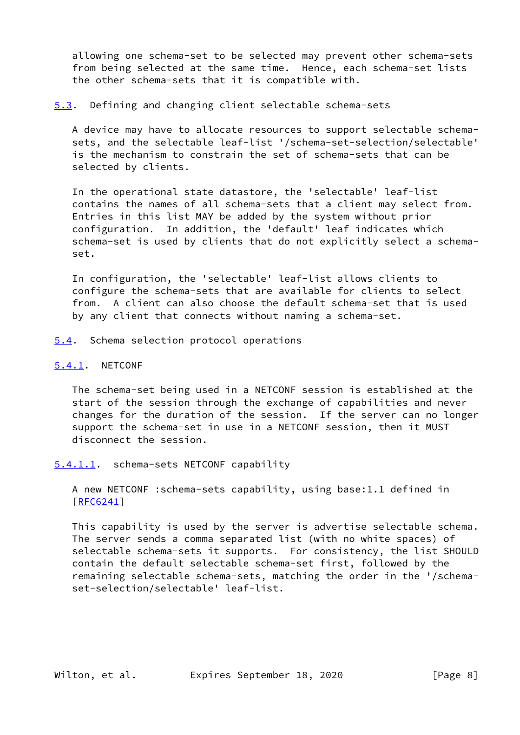allowing one schema-set to be selected may prevent other schema-sets from being selected at the same time. Hence, each schema-set lists the other schema-sets that it is compatible with.

### 5.3. Defining and changing client selectable schema-sets

A device may have to allocate resources to support selectable schema-sets, and the selectable leaf-list '/schema-set-selection/selectable' is the mechanism to constrain the set of schema-sets that can be selected by clients.

In the operational state datastore, the 'selectable' leaf-list contains the names of all schema-sets that a client may select from. Entries in this list MAY be added by the system without prior configuration. In addition, the 'default' leaf indicates which schema-set is used by clients that do not explicitly select a schema-set.

In configuration, the 'selectable' leaf-list allows clients to configure the schema-sets that are available for clients to select from. A client can also choose the default schema-set that is used by any client that connects without naming a schema-set.

### 5.4. Schema selection protocol operations

#### 5.4.1. NETCONF

The schema-set being used in a NETCONF session is established at the start of the session through the exchange of capabilities and never changes for the duration of the session. If the server can no longer support the schema-set in use in a NETCONF session, then it MUST disconnect the session.

##### 5.4.1.1. schema-sets NETCONF capability

A new NETCONF :schema-sets capability, using base:1.1 defined in [RFC6241]

This capability is used by the server is advertise selectable schema. The server sends a comma separated list (with no white spaces) of selectable schema-sets it supports. For consistency, the list SHOULD contain the default selectable schema-set first, followed by the remaining selectable schema-sets, matching the order in the '/schema-set-selection/selectable' leaf-list.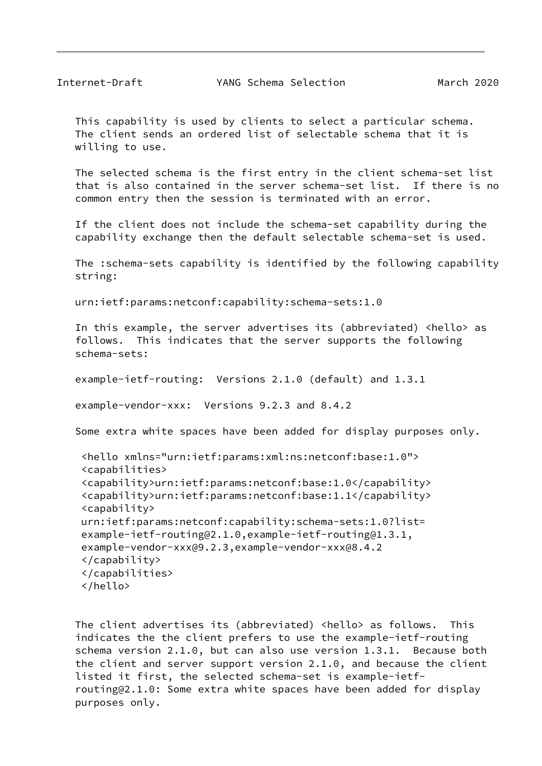This capability is used by clients to select a particular schema. The client sends an ordered list of selectable schema that it is willing to use.

The selected schema is the first entry in the client schema-set list that is also contained in the server schema-set list. If there is no common entry then the session is terminated with an error.

If the client does not include the schema-set capability during the capability exchange then the default selectable schema-set is used.

The :schema-sets capability is identified by the following capability string:

urn:ietf:params:netconf:capability:schema-sets:1.0

In this example, the server advertises its (abbreviated) <hello> as follows. This indicates that the server supports the following schema-sets:

example-ietf-routing: Versions 2.1.0 (default) and 1.3.1

example-vendor-xxx: Versions 9.2.3 and 8.4.2

Some extra white spaces have been added for display purposes only.

```
<hello xmlns="urn:ietf:params:xml:ns:netconf:base:1.0">
<capabilities>
<capability>urn:ietf:params:netconf:base:1.0</capability>
<capability>urn:ietf:params:netconf:base:1.1</capability>
<capability>
urn:ietf:params:netconf:capability:schema-sets:1.0?list=
example-ietf-routing@2.1.0,example-ietf-routing@1.3.1,
example-vendor-xxx@9.2.3,example-vendor-xxx@8.4.2
</capability>
</capabilities>
</hello>
```

The client advertises its (abbreviated) <hello> as follows. This indicates the the client prefers to use the example-ietf-routing schema version 2.1.0, but can also use version 1.3.1. Because both the client and server support version 2.1.0, and because the client listed it first, the selected schema-set is example-ietf-routing@2.1.0: Some extra white spaces have been added for display purposes only.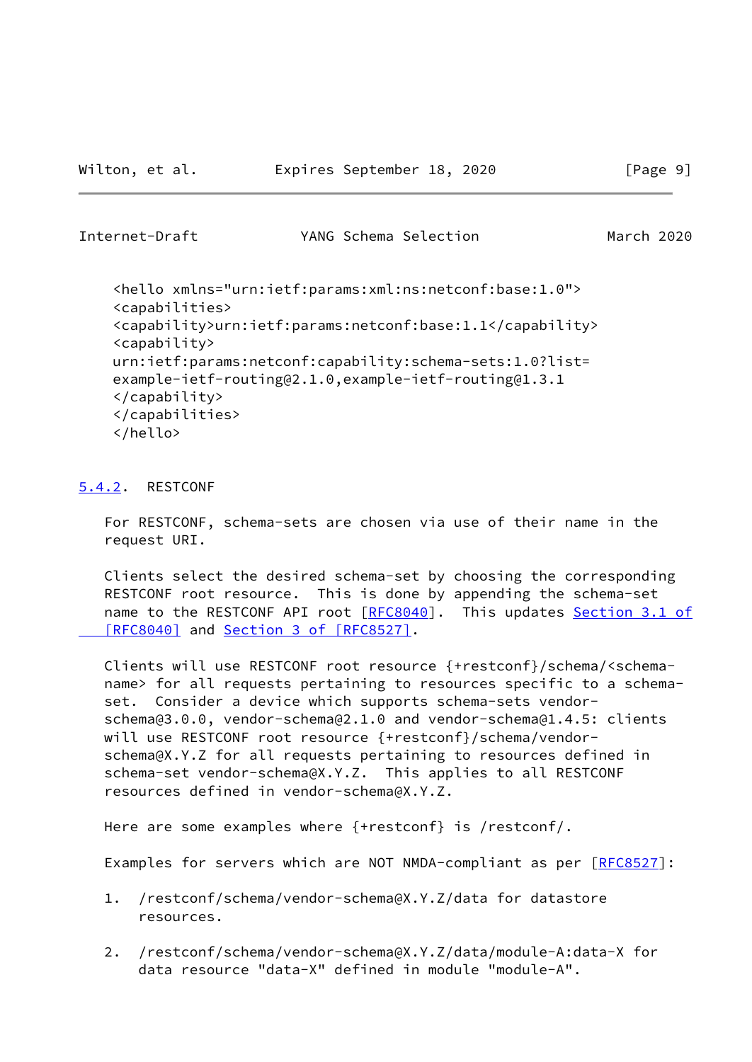```
<hello xmlns="urn:ietf:params:xml:ns:netconf:base:1.0">
<capabilities>
<capability>urn:ietf:params:netconf:base:1.1</capability>
<capability>
urn:ietf:params:netconf:capability:schema-sets:1.0?list=
example-ietf-routing@2.1.0,example-ietf-routing@1.3.1
</capability>
</capabilities>
</hello>
```

### 5.4.2. RESTCONF

For RESTCONF, schema-sets are chosen via use of their name in the request URI.

Clients select the desired schema-set by choosing the corresponding RESTCONF root resource. This is done by appending the schema-set name to the RESTCONF API root [RFC8040]. This updates Section 3.1 of [RFC8040] and Section 3 of [RFC8527].

Clients will use RESTCONF root resource {+restconf}/schema/<schema-name> for all requests pertaining to resources specific to a schema-set. Consider a device which supports schema-sets vendor-schema@3.0.0, vendor-schema@2.1.0 and vendor-schema@1.4.5: clients will use RESTCONF root resource {+restconf}/schema/vendor-schema@X.Y.Z for all requests pertaining to resources defined in schema-set vendor-schema@X.Y.Z. This applies to all RESTCONF resources defined in vendor-schema@X.Y.Z.

Here are some examples where {+restconf} is /restconf/.

Examples for servers which are NOT NMDA-compliant as per [RFC8527]:

1. /restconf/schema/vendor-schema@X.Y.Z/data for datastore resources.

2. /restconf/schema/vendor-schema@X.Y.Z/data/module-A:data-X for data resource "data-X" defined in module "module-A".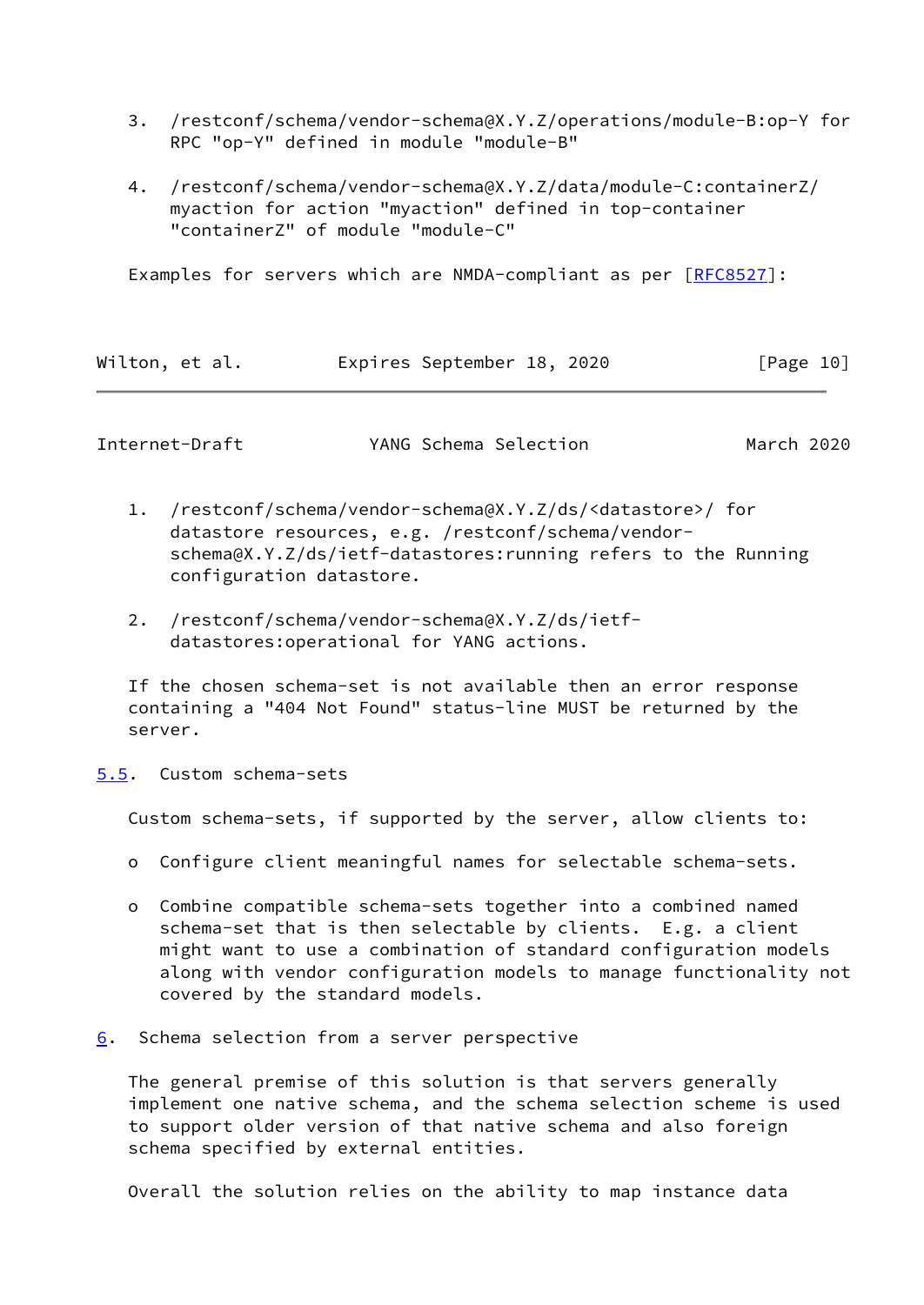3. /restconf/schema/vendor-schema@X.Y.Z/operations/module-B:op-Y for RPC "op-Y" defined in module "module-B"

4. /restconf/schema/vendor-schema@X.Y.Z/data/module-C:containerZ/myaction for action "myaction" defined in top-container "containerZ" of module "module-C"

Examples for servers which are NMDA-compliant as per [RFC8527]:

1. /restconf/schema/vendor-schema@X.Y.Z/ds/<datastore>/ for datastore resources, e.g. /restconf/schema/vendor-schema@X.Y.Z/ds/ietf-datastores:running refers to the Running configuration datastore.

2. /restconf/schema/vendor-schema@X.Y.Z/ds/ietf-datastores:operational for YANG actions.

If the chosen schema-set is not available then an error response containing a "404 Not Found" status-line MUST be returned by the server.

### 5.5. Custom schema-sets

Custom schema-sets, if supported by the server, allow clients to:

- Configure client meaningful names for selectable schema-sets.

- Combine compatible schema-sets together into a combined named schema-set that is then selectable by clients. E.g. a client might want to use a combination of standard configuration models along with vendor configuration models to manage functionality not covered by the standard models.

## 6. Schema selection from a server perspective

The general premise of this solution is that servers generally implement one native schema, and the schema selection scheme is used to support older version of that native schema and also foreign schema specified by external entities.

Overall the solution relies on the ability to map instance data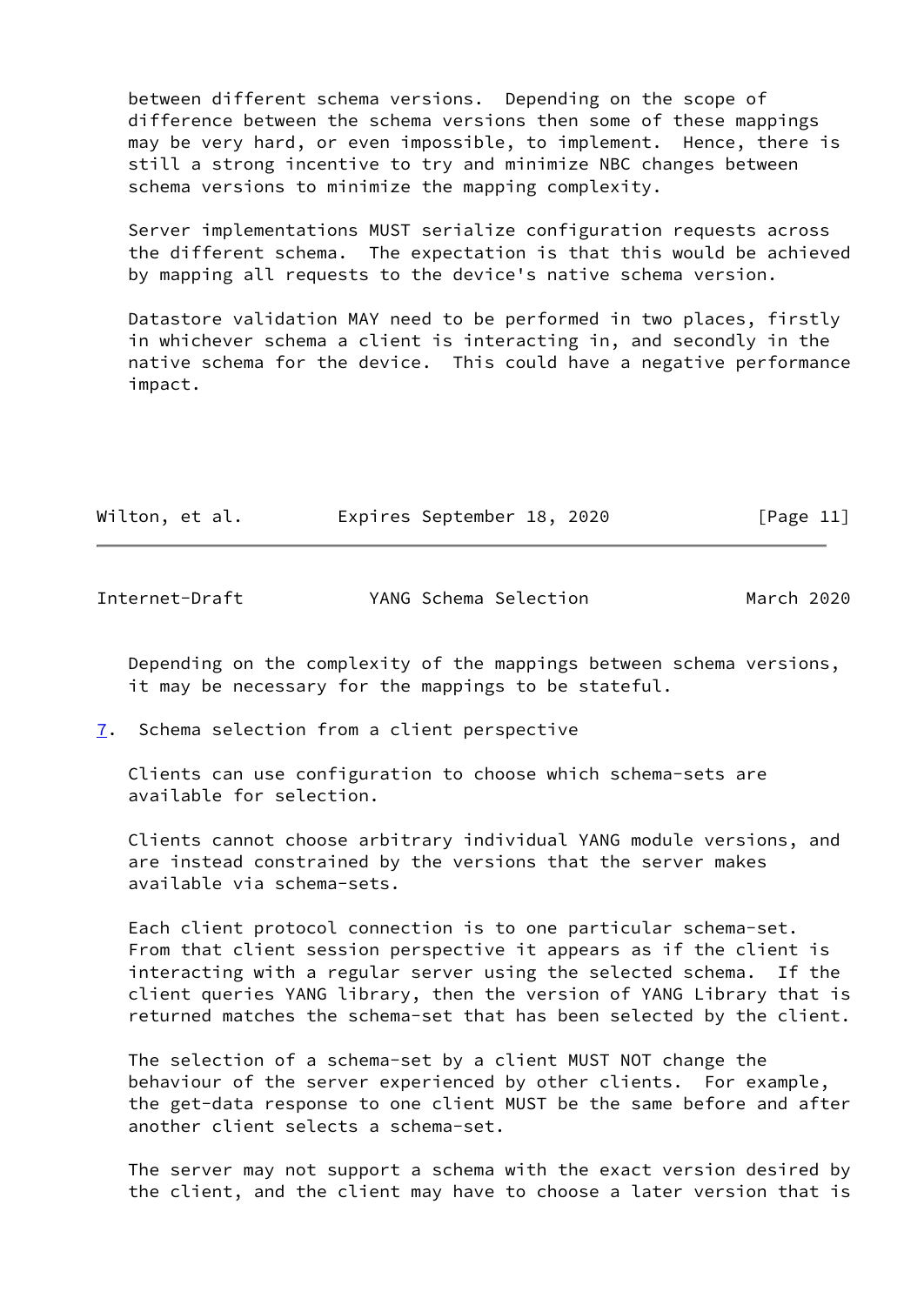between different schema versions.  Depending on the scope of difference between the schema versions then some of these mappings may be very hard, or even impossible, to implement.  Hence, there is still a strong incentive to try and minimize NBC changes between schema versions to minimize the mapping complexity.

Server implementations MUST serialize configuration requests across the different schema.  The expectation is that this would be achieved by mapping all requests to the device's native schema version.

Datastore validation MAY need to be performed in two places, firstly in whichever schema a client is interacting in, and secondly in the native schema for the device.  This could have a negative performance impact.

Depending on the complexity of the mappings between schema versions, it may be necessary for the mappings to be stateful.

## 7. Schema selection from a client perspective

Clients can use configuration to choose which schema-sets are available for selection.

Clients cannot choose arbitrary individual YANG module versions, and are instead constrained by the versions that the server makes available via schema-sets.

Each client protocol connection is to one particular schema-set. From that client session perspective it appears as if the client is interacting with a regular server using the selected schema.  If the client queries YANG library, then the version of YANG Library that is returned matches the schema-set that has been selected by the client.

The selection of a schema-set by a client MUST NOT change the behaviour of the server experienced by other clients.  For example, the get-data response to one client MUST be the same before and after another client selects a schema-set.

The server may not support a schema with the exact version desired by the client, and the client may have to choose a later version that is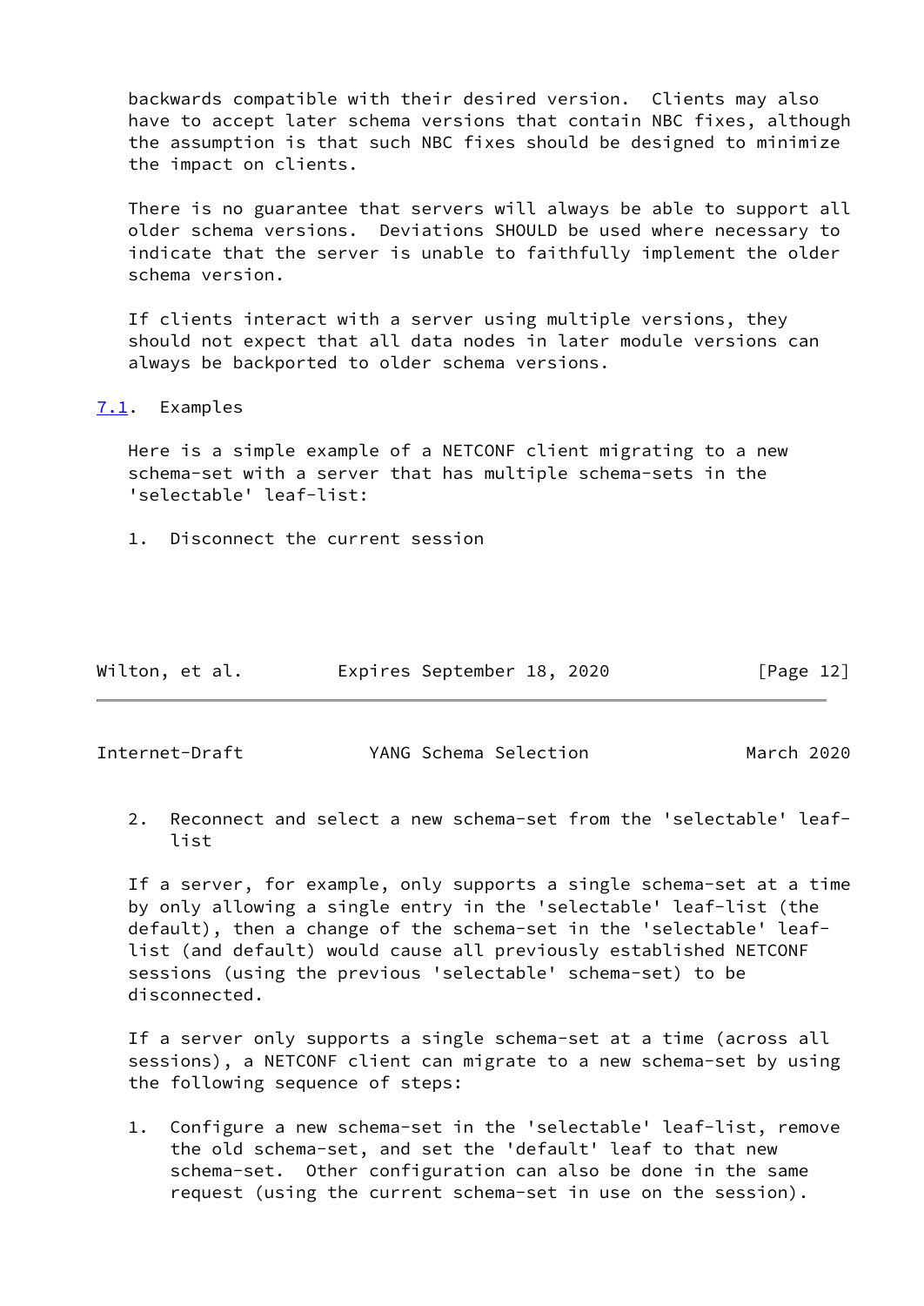backwards compatible with their desired version. Clients may also have to accept later schema versions that contain NBC fixes, although the assumption is that such NBC fixes should be designed to minimize the impact on clients.

There is no guarantee that servers will always be able to support all older schema versions. Deviations SHOULD be used where necessary to indicate that the server is unable to faithfully implement the older schema version.

If clients interact with a server using multiple versions, they should not expect that all data nodes in later module versions can always be backported to older schema versions.

## 7.1. Examples

Here is a simple example of a NETCONF client migrating to a new schema-set with a server that has multiple schema-sets in the 'selectable' leaf-list:

1. Disconnect the current session
2. Reconnect and select a new schema-set from the 'selectable' leaf-list

If a server, for example, only supports a single schema-set at a time by only allowing a single entry in the 'selectable' leaf-list (the default), then a change of the schema-set in the 'selectable' leaf-list (and default) would cause all previously established NETCONF sessions (using the previous 'selectable' schema-set) to be disconnected.

If a server only supports a single schema-set at a time (across all sessions), a NETCONF client can migrate to a new schema-set by using the following sequence of steps:

1. Configure a new schema-set in the 'selectable' leaf-list, remove the old schema-set, and set the 'default' leaf to that new schema-set. Other configuration can also be done in the same request (using the current schema-set in use on the session).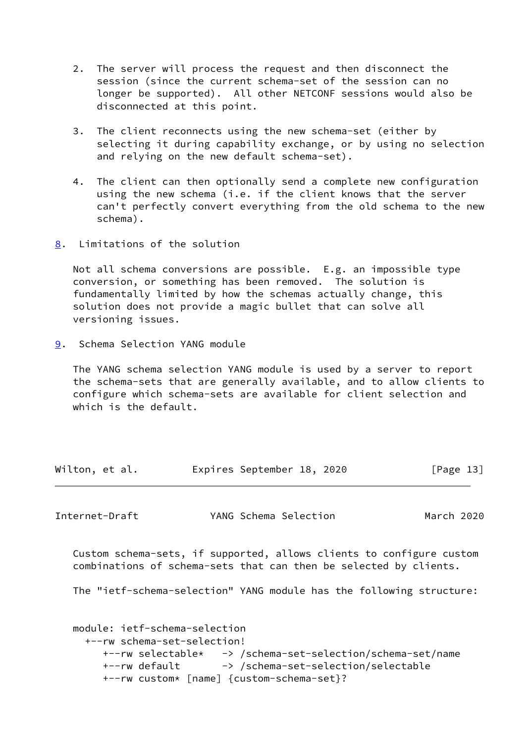2. The server will process the request and then disconnect the session (since the current schema-set of the session can no longer be supported). All other NETCONF sessions would also be disconnected at this point.

3. The client reconnects using the new schema-set (either by selecting it during capability exchange, or by using no selection and relying on the new default schema-set).

4. The client can then optionally send a complete new configuration using the new schema (i.e. if the client knows that the server can't perfectly convert everything from the old schema to the new schema).

## 8. Limitations of the solution

Not all schema conversions are possible. E.g. an impossible type conversion, or something has been removed. The solution is fundamentally limited by how the schemas actually change, this solution does not provide a magic bullet that can solve all versioning issues.

## 9. Schema Selection YANG module

The YANG schema selection YANG module is used by a server to report the schema-sets that are generally available, and to allow clients to configure which schema-sets are available for client selection and which is the default.

Custom schema-sets, if supported, allows clients to configure custom combinations of schema-sets that can then be selected by clients.

The "ietf-schema-selection" YANG module has the following structure:

```
module: ietf-schema-selection
  +--rw schema-set-selection!
     +--rw selectable*   -> /schema-set-selection/schema-set/name
     +--rw default       -> /schema-set-selection/selectable
     +--rw custom* [name] {custom-schema-set}?
```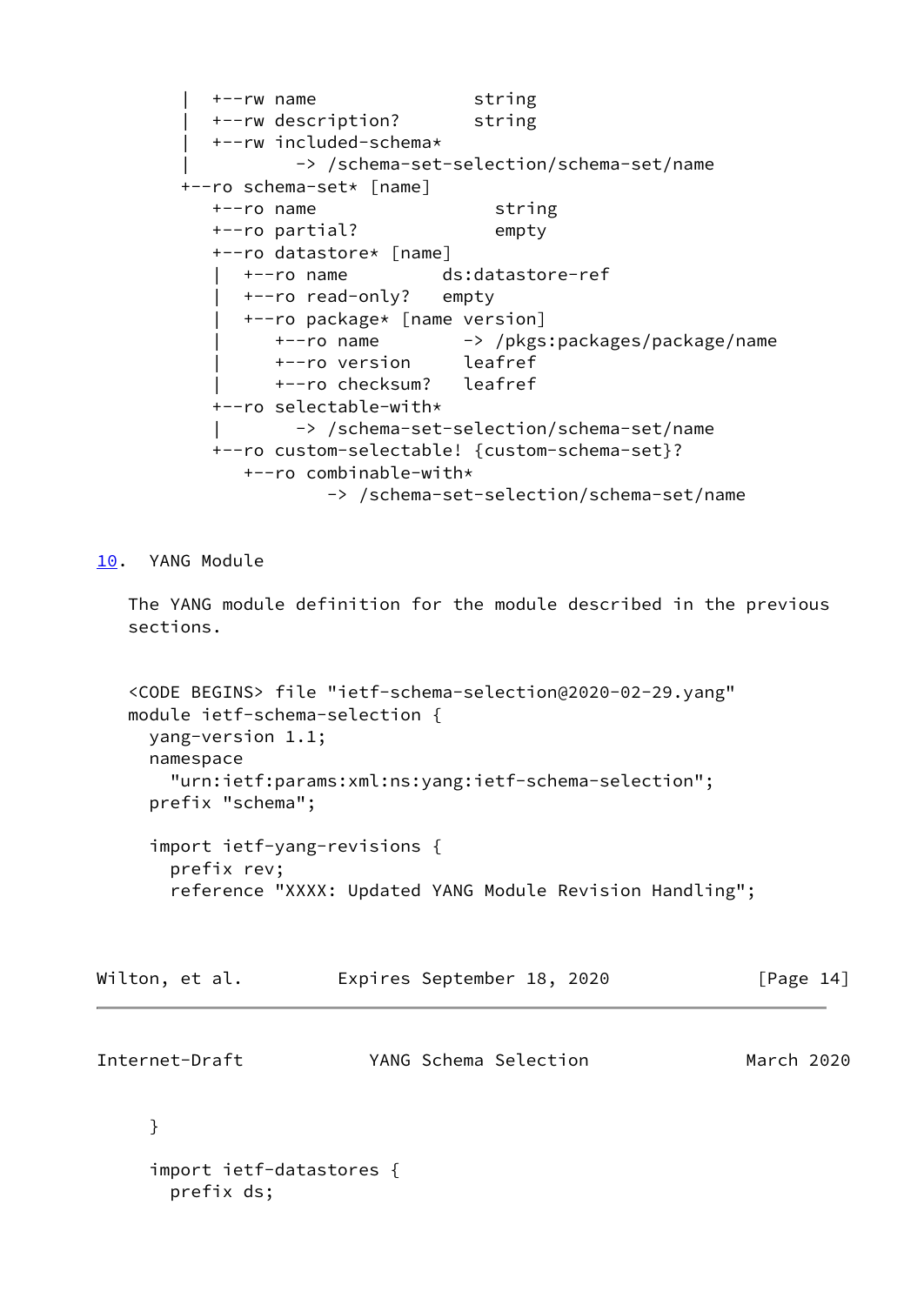```
       |  +--rw name               string
       |  +--rw description?       string
       |  +--rw included-schema*
       |          -> /schema-set-selection/schema-set/name
       +--ro schema-set* [name]
          +--ro name                 string
          +--ro partial?             empty
          +--ro datastore* [name]
          |  +--ro name         ds:datastore-ref
          |  +--ro read-only?   empty
          |  +--ro package* [name version]
          |     +--ro name        -> /pkgs:packages/package/name
          |     +--ro version     leafref
          |     +--ro checksum?   leafref
          +--ro selectable-with*
          |       -> /schema-set-selection/schema-set/name
          +--ro custom-selectable! {custom-schema-set}?
             +--ro combinable-with*
                     -> /schema-set-selection/schema-set/name
```

## 10. YANG Module

The YANG module definition for the module described in the previous sections.

```
<CODE BEGINS> file "ietf-schema-selection@2020-02-29.yang"
module ietf-schema-selection {
  yang-version 1.1;
  namespace
    "urn:ietf:params:xml:ns:yang:ietf-schema-selection";
  prefix "schema";

  import ietf-yang-revisions {
    prefix rev;
    reference "XXXX: Updated YANG Module Revision Handling";
  }

  import ietf-datastores {
    prefix ds;
```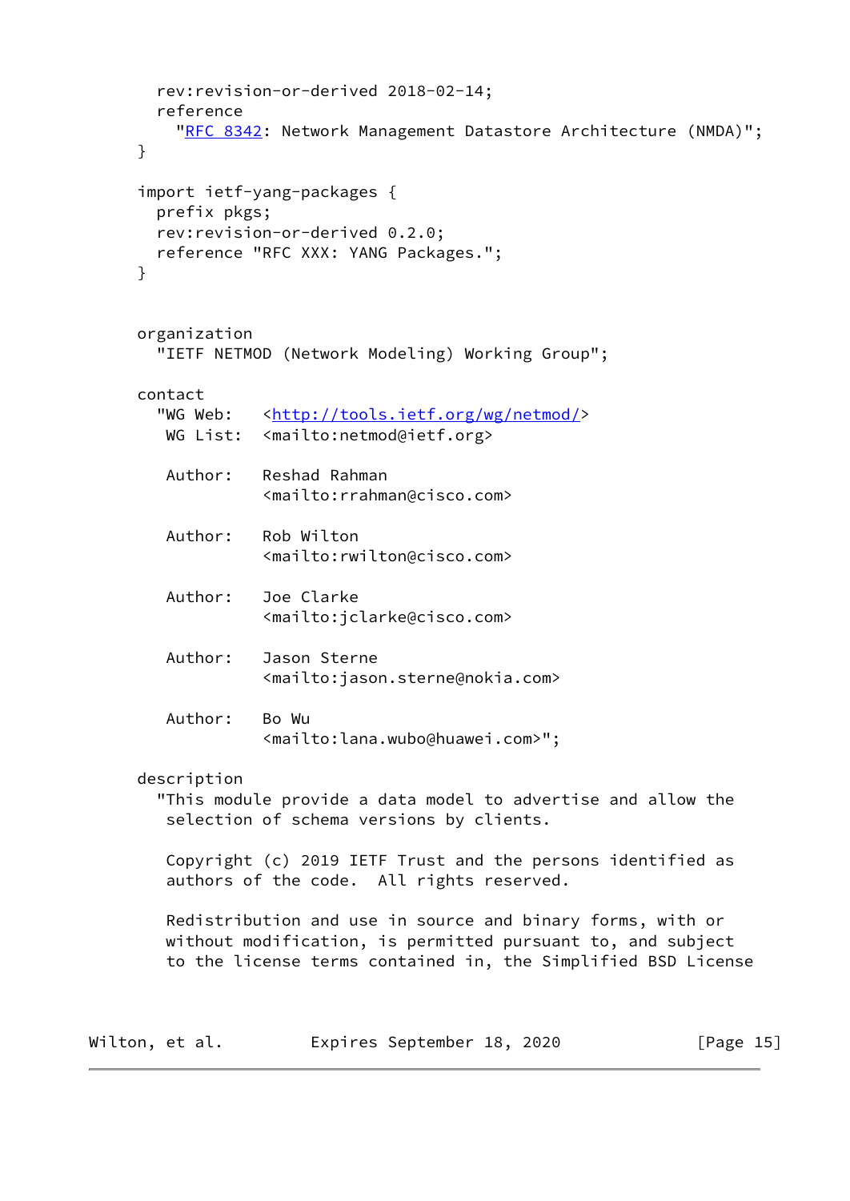```
    rev:revision-or-derived 2018-02-14;
    reference
      "RFC 8342: Network Management Datastore Architecture (NMDA)";
  }

  import ietf-yang-packages {
    prefix pkgs;
    rev:revision-or-derived 0.2.0;
    reference "RFC XXX: YANG Packages.";
  }


  organization
    "IETF NETMOD (Network Modeling) Working Group";

  contact
    "WG Web:   <http://tools.ietf.org/wg/netmod/>
     WG List:  <mailto:netmod@ietf.org>

     Author:   Reshad Rahman
               <mailto:rrahman@cisco.com>

     Author:   Rob Wilton
               <mailto:rwilton@cisco.com>

     Author:   Joe Clarke
               <mailto:jclarke@cisco.com>

     Author:   Jason Sterne
               <mailto:jason.sterne@nokia.com>

     Author:   Bo Wu
               <mailto:lana.wubo@huawei.com>";

  description
    "This module provide a data model to advertise and allow the
     selection of schema versions by clients.

     Copyright (c) 2019 IETF Trust and the persons identified as
     authors of the code.  All rights reserved.

     Redistribution and use in source and binary forms, with or
     without modification, is permitted pursuant to, and subject
     to the license terms contained in, the Simplified BSD License
```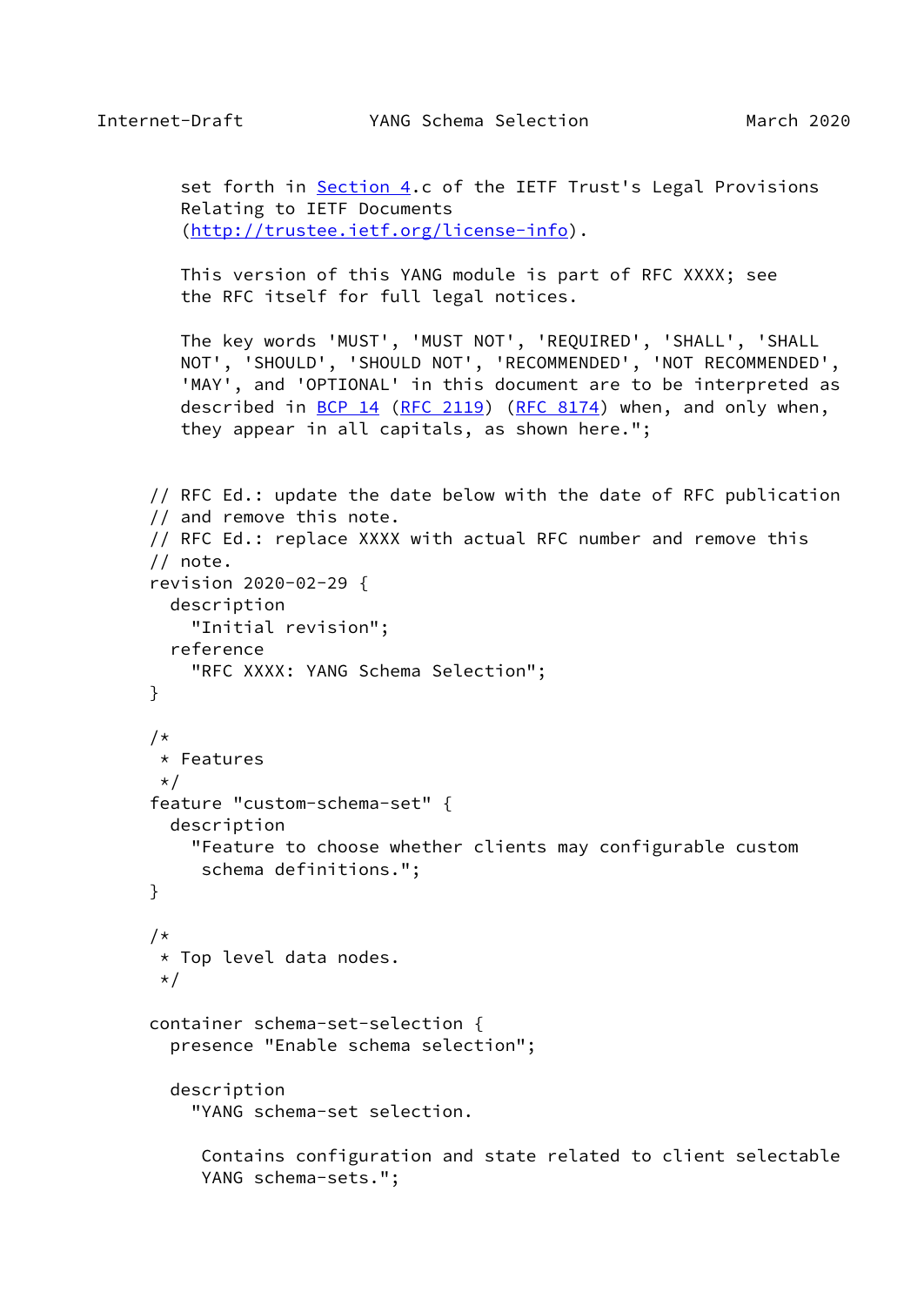```
     set forth in Section 4.c of the IETF Trust's Legal Provisions
     Relating to IETF Documents
     (http://trustee.ietf.org/license-info).

     This version of this YANG module is part of RFC XXXX; see
     the RFC itself for full legal notices.

     The key words 'MUST', 'MUST NOT', 'REQUIRED', 'SHALL', 'SHALL
     NOT', 'SHOULD', 'SHOULD NOT', 'RECOMMENDED', 'NOT RECOMMENDED',
     'MAY', and 'OPTIONAL' in this document are to be interpreted as
     described in BCP 14 (RFC 2119) (RFC 8174) when, and only when,
     they appear in all capitals, as shown here.";


  // RFC Ed.: update the date below with the date of RFC publication
  // and remove this note.
  // RFC Ed.: replace XXXX with actual RFC number and remove this
  // note.
  revision 2020-02-29 {
    description
      "Initial revision";
    reference
      "RFC XXXX: YANG Schema Selection";
  }

  /*
   * Features
   */
  feature "custom-schema-set" {
    description
      "Feature to choose whether clients may configurable custom
       schema definitions.";
  }

  /*
   * Top level data nodes.
   */

  container schema-set-selection {
    presence "Enable schema selection";

    description
      "YANG schema-set selection.

       Contains configuration and state related to client selectable
       YANG schema-sets.";
```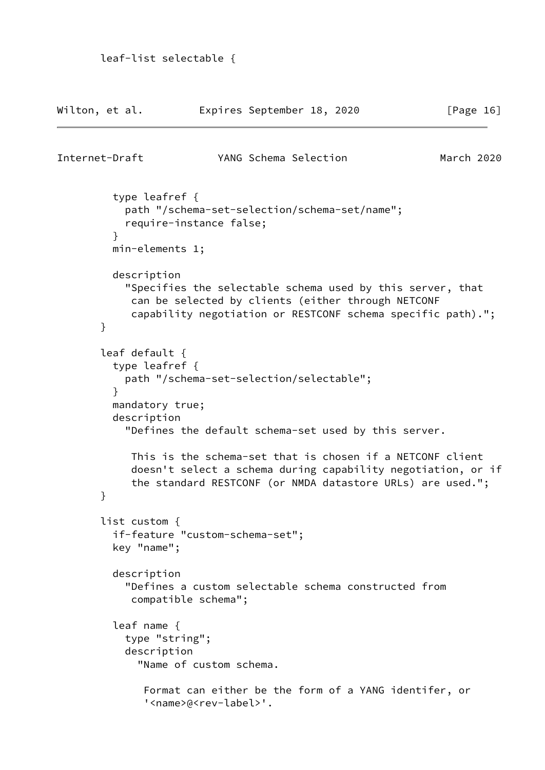```
       leaf-list selectable {
         type leafref {
           path "/schema-set-selection/schema-set/name";
           require-instance false;
         }
         min-elements 1;

         description
           "Specifies the selectable schema used by this server, that
            can be selected by clients (either through NETCONF
            capability negotiation or RESTCONF schema specific path).";
       }

       leaf default {
         type leafref {
           path "/schema-set-selection/selectable";
         }
         mandatory true;
         description
           "Defines the default schema-set used by this server.

            This is the schema-set that is chosen if a NETCONF client
            doesn't select a schema during capability negotiation, or if
            the standard RESTCONF (or NMDA datastore URLs) are used.";
       }

       list custom {
         if-feature "custom-schema-set";
         key "name";

         description
           "Defines a custom selectable schema constructed from
            compatible schema";

         leaf name {
           type "string";
           description
             "Name of custom schema.

              Format can either be the form of a YANG identifer, or
              '<name>@<rev-label>'.
```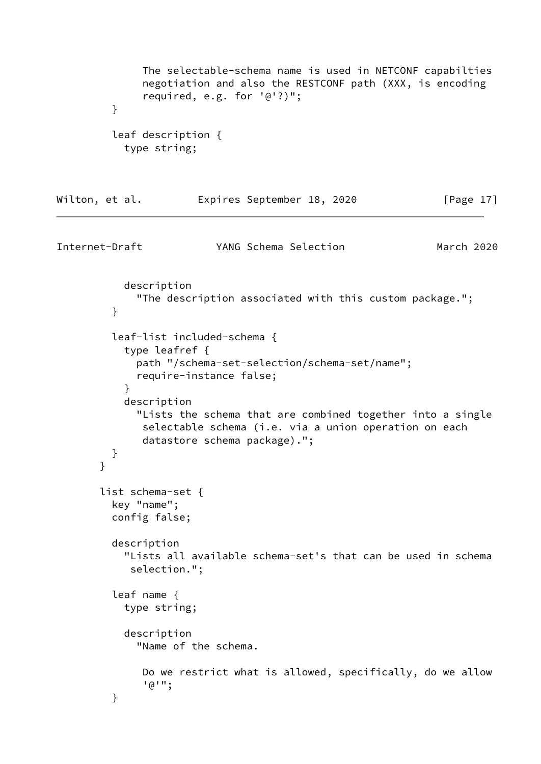```
             The selectable-schema name is used in NETCONF capabilties
             negotiation and also the RESTCONF path (XXX, is encoding
             required, e.g. for '@'?)";
        }

        leaf description {
          type string;
```

```
          description
            "The description associated with this custom package.";
        }

        leaf-list included-schema {
          type leafref {
            path "/schema-set-selection/schema-set/name";
            require-instance false;
          }
          description
            "Lists the schema that are combined together into a single
             selectable schema (i.e. via a union operation on each
             datastore schema package).";
        }
      }

      list schema-set {
        key "name";
        config false;

        description
          "Lists all available schema-set's that can be used in schema
           selection.";

        leaf name {
          type string;

          description
            "Name of the schema.

             Do we restrict what is allowed, specifically, do we allow
             '@'";
        }
```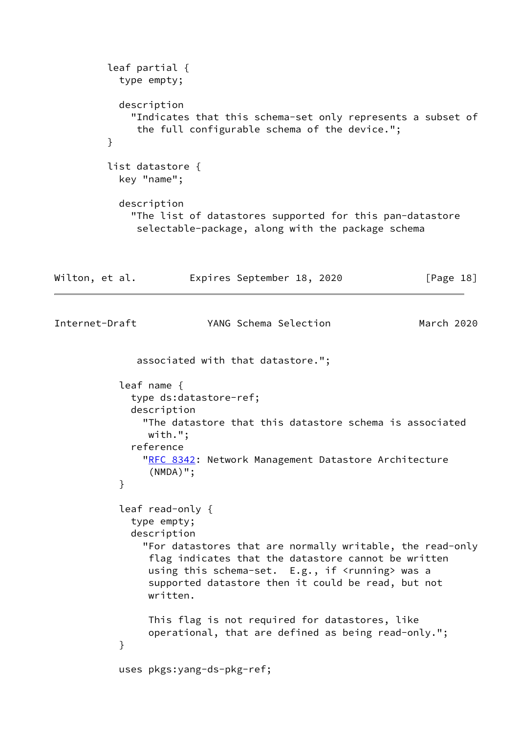```
        leaf partial {
          type empty;

          description
            "Indicates that this schema-set only represents a subset of
             the full configurable schema of the device.";
        }

        list datastore {
          key "name";

          description
            "The list of datastores supported for this pan-datastore
             selectable-package, along with the package schema
             associated with that datastore.";

          leaf name {
            type ds:datastore-ref;
            description
              "The datastore that this datastore schema is associated
               with.";
            reference
              "RFC 8342: Network Management Datastore Architecture
               (NMDA)";
          }

          leaf read-only {
            type empty;
            description
              "For datastores that are normally writable, the read-only
               flag indicates that the datastore cannot be written
               using this schema-set.  E.g., if <running> was a
               supported datastore then it could be read, but not
               written.

               This flag is not required for datastores, like
               operational, that are defined as being read-only.";
          }

          uses pkgs:yang-ds-pkg-ref;
```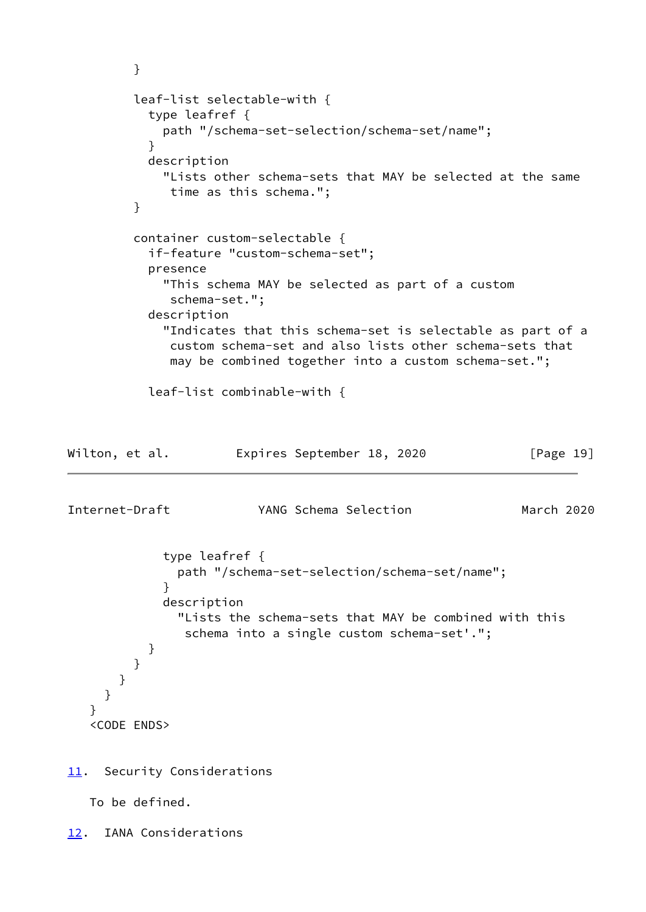```
        }

        leaf-list selectable-with {
          type leafref {
            path "/schema-set-selection/schema-set/name";
          }
          description
            "Lists other schema-sets that MAY be selected at the same
             time as this schema.";
        }

        container custom-selectable {
          if-feature "custom-schema-set";
          presence
            "This schema MAY be selected as part of a custom
             schema-set.";
          description
            "Indicates that this schema-set is selectable as part of a
             custom schema-set and also lists other schema-sets that
             may be combined together into a custom schema-set.";

          leaf-list combinable-with {
            type leafref {
              path "/schema-set-selection/schema-set/name";
            }
            description
              "Lists the schema-sets that MAY be combined with this
               schema into a single custom schema-set'.";
          }
        }
      }
    }
  }
  <CODE ENDS>
```

## 11. Security Considerations

To be defined.

## 12. IANA Considerations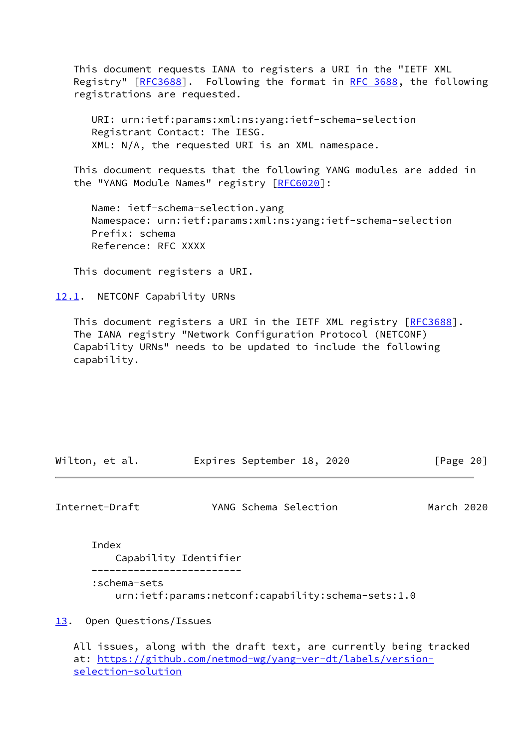This document requests IANA to registers a URI in the "IETF XML Registry" [RFC3688]. Following the format in RFC 3688, the following registrations are requested.

```
URI: urn:ietf:params:xml:ns:yang:ietf-schema-selection
Registrant Contact: The IESG.
XML: N/A, the requested URI is an XML namespace.
```

This document requests that the following YANG modules are added in the "YANG Module Names" registry [RFC6020]:

```
Name: ietf-schema-selection.yang
Namespace: urn:ietf:params:xml:ns:yang:ietf-schema-selection
Prefix: schema
Reference: RFC XXXX
```

This document registers a URI.

### 12.1. NETCONF Capability URNs

This document registers a URI in the IETF XML registry [RFC3688]. The IANA registry "Network Configuration Protocol (NETCONF) Capability URNs" needs to be updated to include the following capability.

```
Index
    Capability Identifier
-------------------------
:schema-sets
    urn:ietf:params:netconf:capability:schema-sets:1.0
```

## 13. Open Questions/Issues

All issues, along with the draft text, are currently being tracked at: https://github.com/netmod-wg/yang-ver-dt/labels/version-selection-solution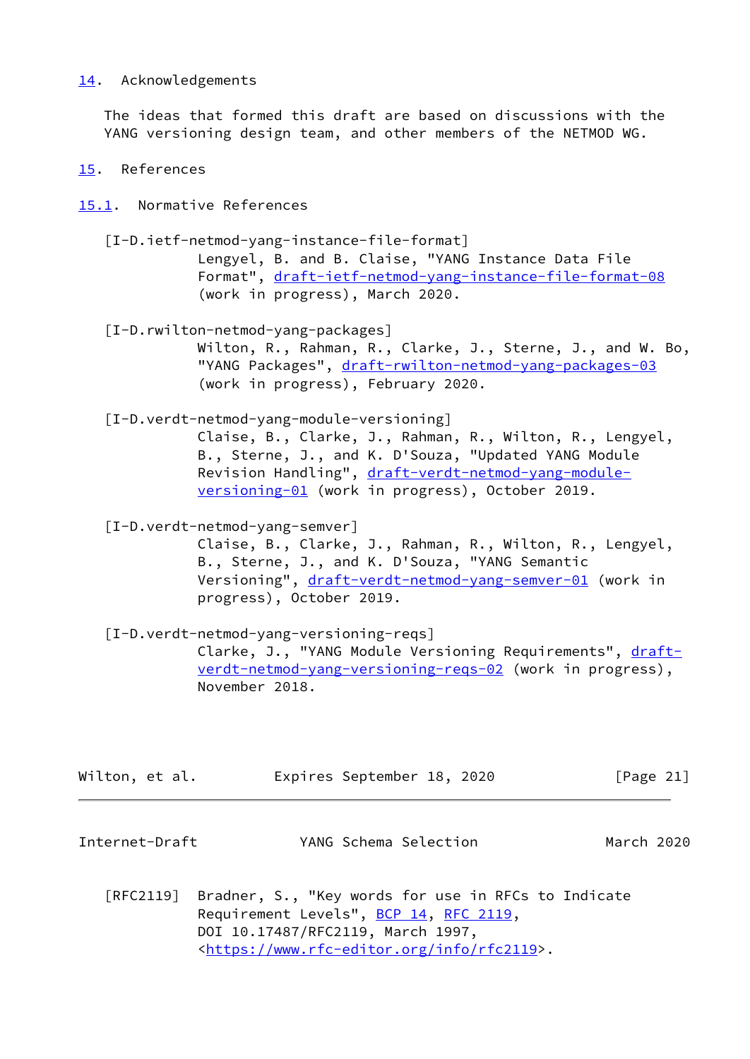## 14. Acknowledgements

The ideas that formed this draft are based on discussions with the YANG versioning design team, and other members of the NETMOD WG.

## 15. References

### 15.1. Normative References

[I-D.ietf-netmod-yang-instance-file-format]
Lengyel, B. and B. Claise, "YANG Instance Data File Format", draft-ietf-netmod-yang-instance-file-format-08 (work in progress), March 2020.

[I-D.rwilton-netmod-yang-packages]
Wilton, R., Rahman, R., Clarke, J., Sterne, J., and W. Bo, "YANG Packages", draft-rwilton-netmod-yang-packages-03 (work in progress), February 2020.

[I-D.verdt-netmod-yang-module-versioning]
Claise, B., Clarke, J., Rahman, R., Wilton, R., Lengyel, B., Sterne, J., and K. D'Souza, "Updated YANG Module Revision Handling", draft-verdt-netmod-yang-module-versioning-01 (work in progress), October 2019.

[I-D.verdt-netmod-yang-semver]
Claise, B., Clarke, J., Rahman, R., Wilton, R., Lengyel, B., Sterne, J., and K. D'Souza, "YANG Semantic Versioning", draft-verdt-netmod-yang-semver-01 (work in progress), October 2019.

[I-D.verdt-netmod-yang-versioning-reqs]
Clarke, J., "YANG Module Versioning Requirements", draft-verdt-netmod-yang-versioning-reqs-02 (work in progress), November 2018.

[RFC2119] Bradner, S., "Key words for use in RFCs to Indicate Requirement Levels", BCP 14, RFC 2119, DOI 10.17487/RFC2119, March 1997, <https://www.rfc-editor.org/info/rfc2119>.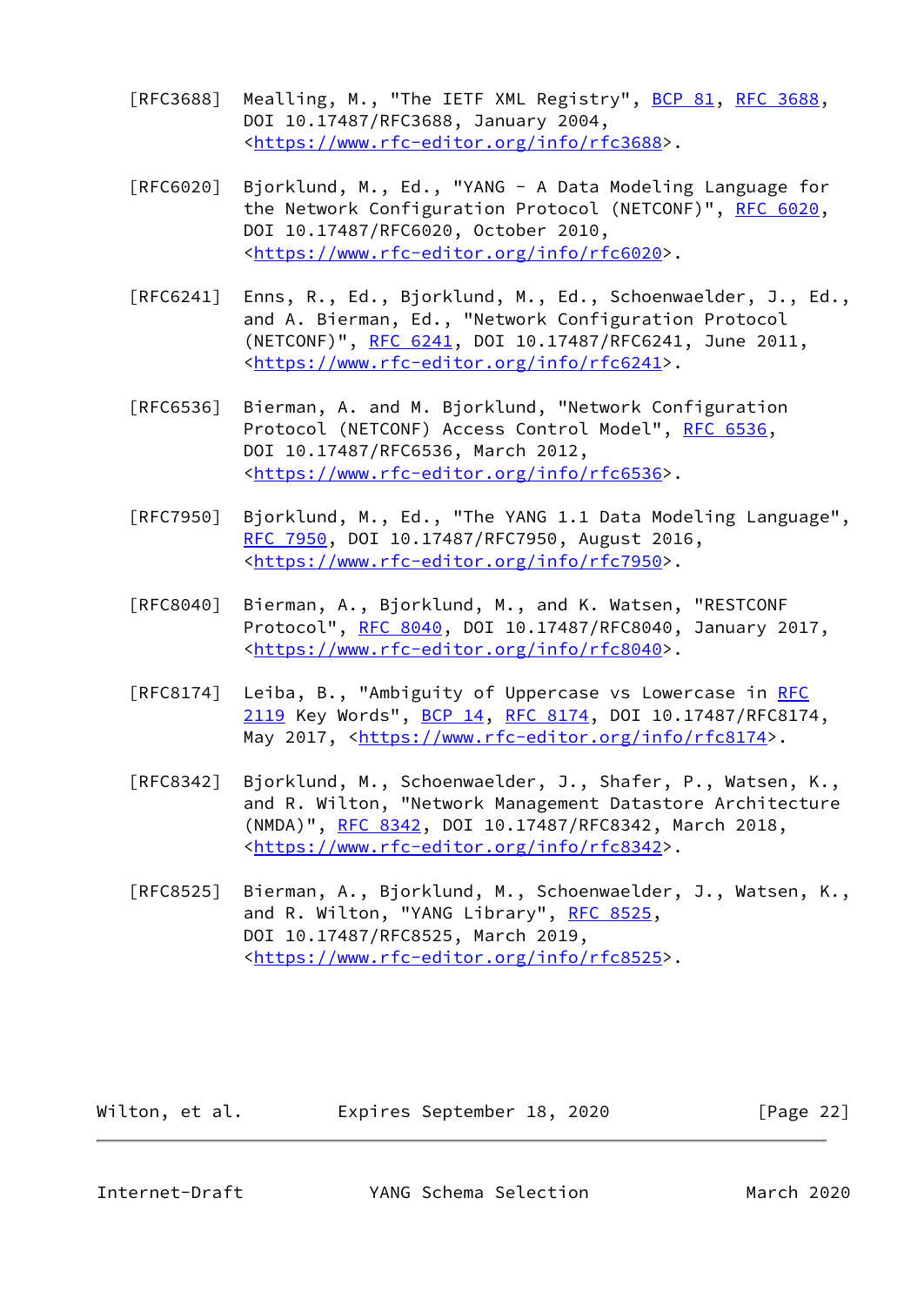[RFC3688] Mealling, M., "The IETF XML Registry", BCP 81, RFC 3688, DOI 10.17487/RFC3688, January 2004, <https://www.rfc-editor.org/info/rfc3688>.

[RFC6020] Bjorklund, M., Ed., "YANG - A Data Modeling Language for the Network Configuration Protocol (NETCONF)", RFC 6020, DOI 10.17487/RFC6020, October 2010, <https://www.rfc-editor.org/info/rfc6020>.

[RFC6241] Enns, R., Ed., Bjorklund, M., Ed., Schoenwaelder, J., Ed., and A. Bierman, Ed., "Network Configuration Protocol (NETCONF)", RFC 6241, DOI 10.17487/RFC6241, June 2011, <https://www.rfc-editor.org/info/rfc6241>.

[RFC6536] Bierman, A. and M. Bjorklund, "Network Configuration Protocol (NETCONF) Access Control Model", RFC 6536, DOI 10.17487/RFC6536, March 2012, <https://www.rfc-editor.org/info/rfc6536>.

[RFC7950] Bjorklund, M., Ed., "The YANG 1.1 Data Modeling Language", RFC 7950, DOI 10.17487/RFC7950, August 2016, <https://www.rfc-editor.org/info/rfc7950>.

[RFC8040] Bierman, A., Bjorklund, M., and K. Watsen, "RESTCONF Protocol", RFC 8040, DOI 10.17487/RFC8040, January 2017, <https://www.rfc-editor.org/info/rfc8040>.

[RFC8174] Leiba, B., "Ambiguity of Uppercase vs Lowercase in RFC 2119 Key Words", BCP 14, RFC 8174, DOI 10.17487/RFC8174, May 2017, <https://www.rfc-editor.org/info/rfc8174>.

[RFC8342] Bjorklund, M., Schoenwaelder, J., Shafer, P., Watsen, K., and R. Wilton, "Network Management Datastore Architecture (NMDA)", RFC 8342, DOI 10.17487/RFC8342, March 2018, <https://www.rfc-editor.org/info/rfc8342>.

[RFC8525] Bierman, A., Bjorklund, M., Schoenwaelder, J., Watsen, K., and R. Wilton, "YANG Library", RFC 8525, DOI 10.17487/RFC8525, March 2019, <https://www.rfc-editor.org/info/rfc8525>.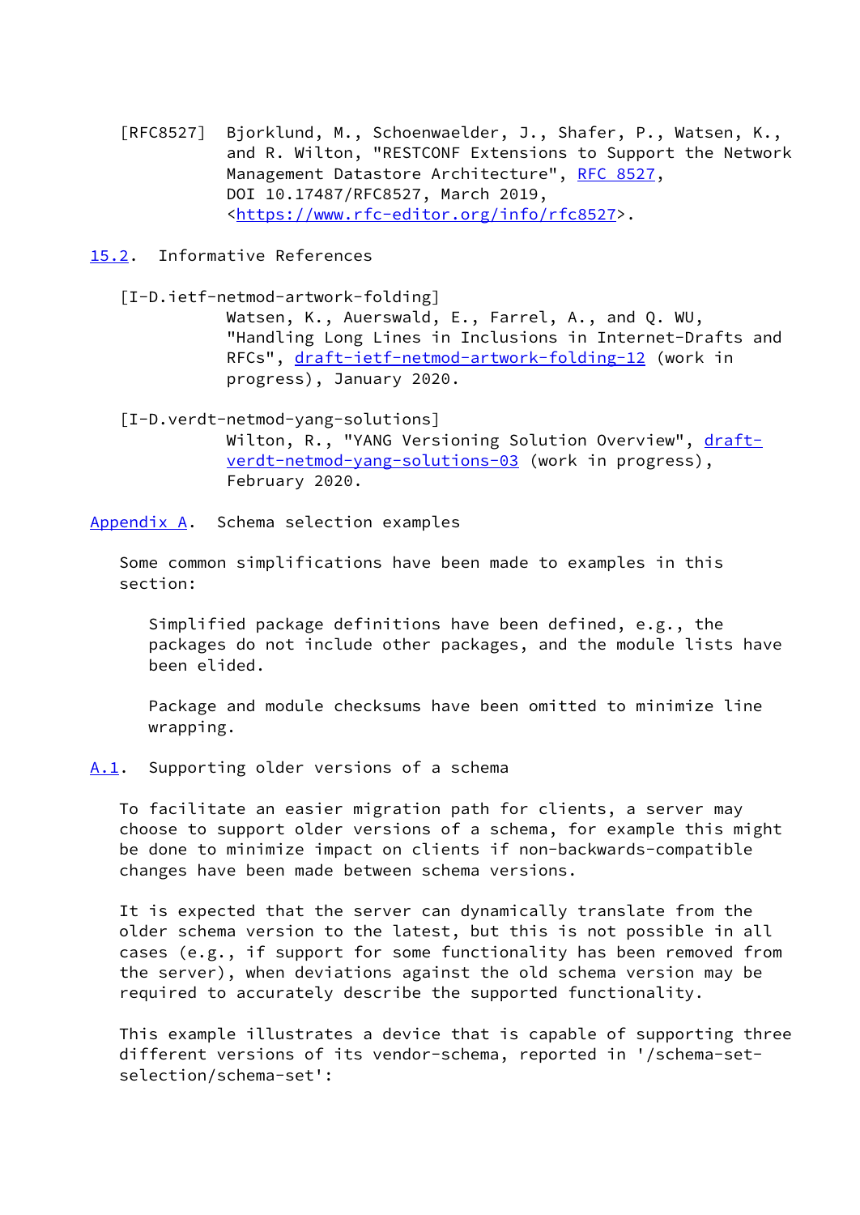[RFC8527] Bjorklund, M., Schoenwaelder, J., Shafer, P., Watsen, K., and R. Wilton, "RESTCONF Extensions to Support the Network Management Datastore Architecture", RFC 8527, DOI 10.17487/RFC8527, March 2019, <https://www.rfc-editor.org/info/rfc8527>.

## 15.2. Informative References

[I-D.ietf-netmod-artwork-folding] Watsen, K., Auerswald, E., Farrel, A., and Q. WU, "Handling Long Lines in Inclusions in Internet-Drafts and RFCs", draft-ietf-netmod-artwork-folding-12 (work in progress), January 2020.

[I-D.verdt-netmod-yang-solutions] Wilton, R., "YANG Versioning Solution Overview", draft-verdt-netmod-yang-solutions-03 (work in progress), February 2020.

# Appendix A. Schema selection examples

Some common simplifications have been made to examples in this section:

> Simplified package definitions have been defined, e.g., the packages do not include other packages, and the module lists have been elided.
>
> Package and module checksums have been omitted to minimize line wrapping.

## A.1. Supporting older versions of a schema

To facilitate an easier migration path for clients, a server may choose to support older versions of a schema, for example this might be done to minimize impact on clients if non-backwards-compatible changes have been made between schema versions.

It is expected that the server can dynamically translate from the older schema version to the latest, but this is not possible in all cases (e.g., if support for some functionality has been removed from the server), when deviations against the old schema version may be required to accurately describe the supported functionality.

This example illustrates a device that is capable of supporting three different versions of its vendor-schema, reported in '/schema-set-selection/schema-set':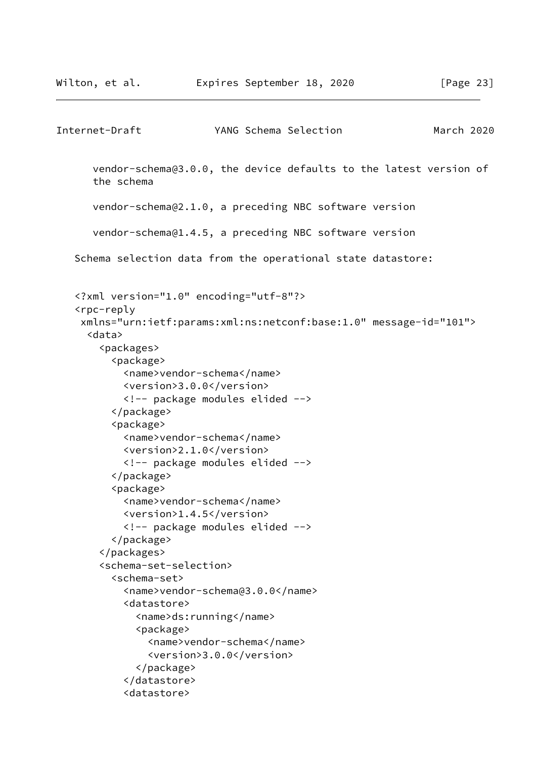vendor-schema@3.0.0, the device defaults to the latest version of the schema

vendor-schema@2.1.0, a preceding NBC software version

vendor-schema@1.4.5, a preceding NBC software version

Schema selection data from the operational state datastore:

```
<?xml version="1.0" encoding="utf-8"?>
<rpc-reply
 xmlns="urn:ietf:params:xml:ns:netconf:base:1.0" message-id="101">
  <data>
    <packages>
      <package>
        <name>vendor-schema</name>
        <version>3.0.0</version>
        <!-- package modules elided -->
      </package>
      <package>
        <name>vendor-schema</name>
        <version>2.1.0</version>
        <!-- package modules elided -->
      </package>
      <package>
        <name>vendor-schema</name>
        <version>1.4.5</version>
        <!-- package modules elided -->
      </package>
    </packages>
    <schema-set-selection>
      <schema-set>
        <name>vendor-schema@3.0.0</name>
        <datastore>
          <name>ds:running</name>
          <package>
            <name>vendor-schema</name>
            <version>3.0.0</version>
          </package>
        </datastore>
        <datastore>
```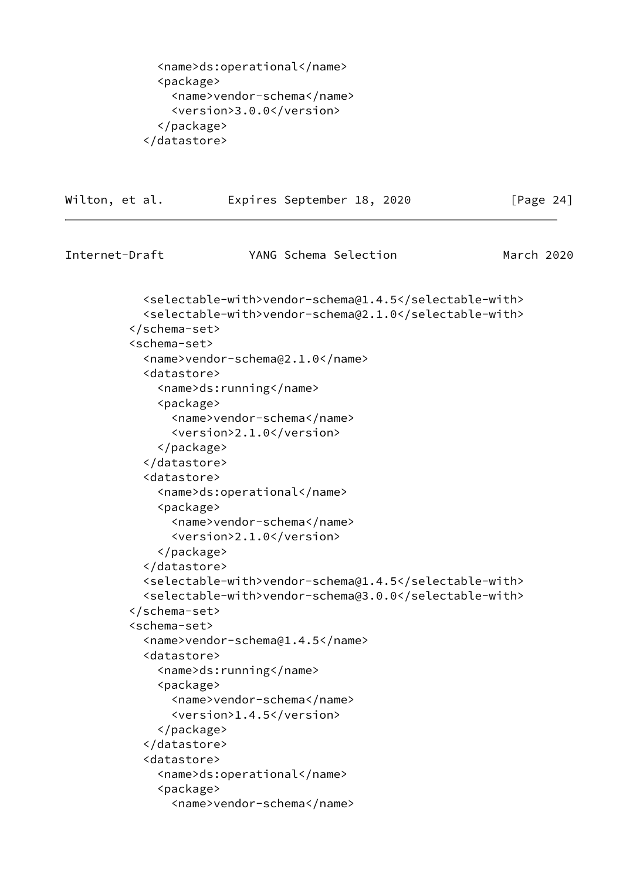```
            <name>ds:operational</name>
            <package>
              <name>vendor-schema</name>
              <version>3.0.0</version>
            </package>
          </datastore>
```

```
          <selectable-with>vendor-schema@1.4.5</selectable-with>
          <selectable-with>vendor-schema@2.1.0</selectable-with>
        </schema-set>
        <schema-set>
          <name>vendor-schema@2.1.0</name>
          <datastore>
            <name>ds:running</name>
            <package>
              <name>vendor-schema</name>
              <version>2.1.0</version>
            </package>
          </datastore>
          <datastore>
            <name>ds:operational</name>
            <package>
              <name>vendor-schema</name>
              <version>2.1.0</version>
            </package>
          </datastore>
          <selectable-with>vendor-schema@1.4.5</selectable-with>
          <selectable-with>vendor-schema@3.0.0</selectable-with>
        </schema-set>
        <schema-set>
          <name>vendor-schema@1.4.5</name>
          <datastore>
            <name>ds:running</name>
            <package>
              <name>vendor-schema</name>
              <version>1.4.5</version>
            </package>
          </datastore>
          <datastore>
            <name>ds:operational</name>
            <package>
              <name>vendor-schema</name>
```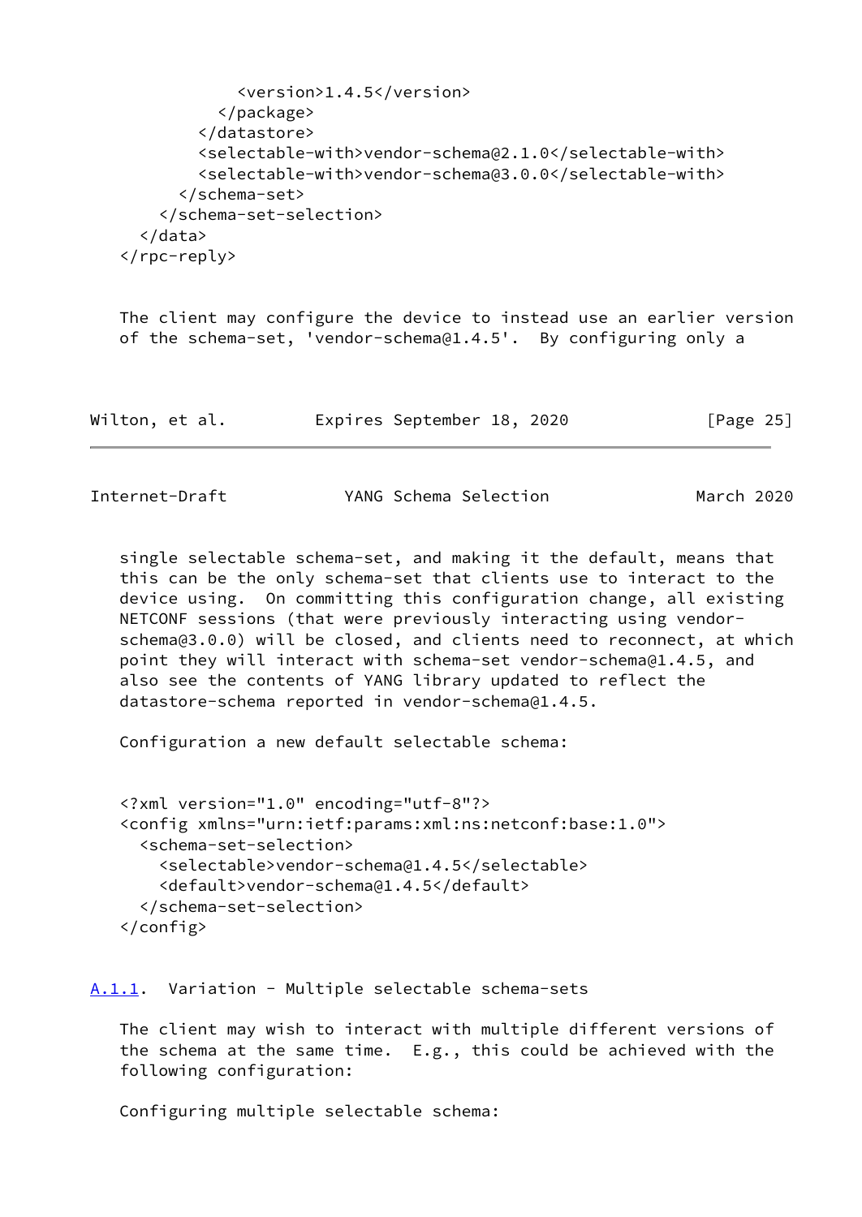```
            <version>1.4.5</version>
          </package>
        </datastore>
        <selectable-with>vendor-schema@2.1.0</selectable-with>
        <selectable-with>vendor-schema@3.0.0</selectable-with>
      </schema-set>
    </schema-set-selection>
  </data>
</rpc-reply>
```

The client may configure the device to instead use an earlier version of the schema-set, 'vendor-schema@1.4.5'. By configuring only a single selectable schema-set, and making it the default, means that this can be the only schema-set that clients use to interact to the device using. On committing this configuration change, all existing NETCONF sessions (that were previously interacting using vendor-schema@3.0.0) will be closed, and clients need to reconnect, at which point they will interact with schema-set vendor-schema@1.4.5, and also see the contents of YANG library updated to reflect the datastore-schema reported in vendor-schema@1.4.5.

Configuration a new default selectable schema:

```
<?xml version="1.0" encoding="utf-8"?>
<config xmlns="urn:ietf:params:xml:ns:netconf:base:1.0">
  <schema-set-selection>
    <selectable>vendor-schema@1.4.5</selectable>
    <default>vendor-schema@1.4.5</default>
  </schema-set-selection>
</config>
```

### A.1.1. Variation - Multiple selectable schema-sets

The client may wish to interact with multiple different versions of the schema at the same time. E.g., this could be achieved with the following configuration:

Configuring multiple selectable schema: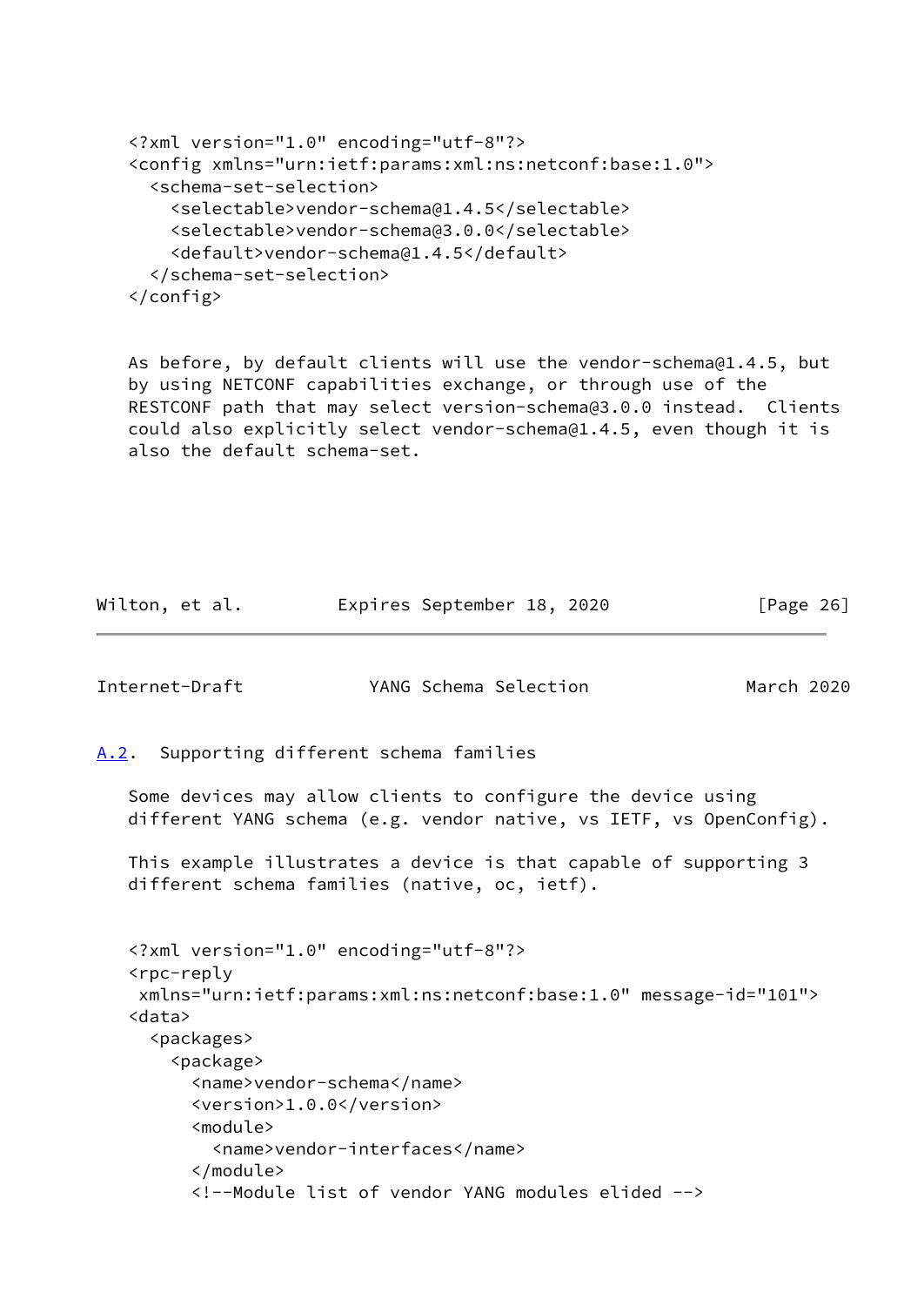```xml
<?xml version="1.0" encoding="utf-8"?>
<config xmlns="urn:ietf:params:xml:ns:netconf:base:1.0">
  <schema-set-selection>
    <selectable>vendor-schema@1.4.5</selectable>
    <selectable>vendor-schema@3.0.0</selectable>
    <default>vendor-schema@1.4.5</default>
  </schema-set-selection>
</config>
```

As before, by default clients will use the vendor-schema@1.4.5, but by using NETCONF capabilities exchange, or through use of the RESTCONF path that may select version-schema@3.0.0 instead. Clients could also explicitly select vendor-schema@1.4.5, even though it is also the default schema-set.

## A.2. Supporting different schema families

Some devices may allow clients to configure the device using different YANG schema (e.g. vendor native, vs IETF, vs OpenConfig).

This example illustrates a device is that capable of supporting 3 different schema families (native, oc, ietf).

```xml
<?xml version="1.0" encoding="utf-8"?>
<rpc-reply
 xmlns="urn:ietf:params:xml:ns:netconf:base:1.0" message-id="101">
<data>
  <packages>
    <package>
      <name>vendor-schema</name>
      <version>1.0.0</version>
      <module>
        <name>vendor-interfaces</name>
      </module>
      <!--Module list of vendor YANG modules elided -->
```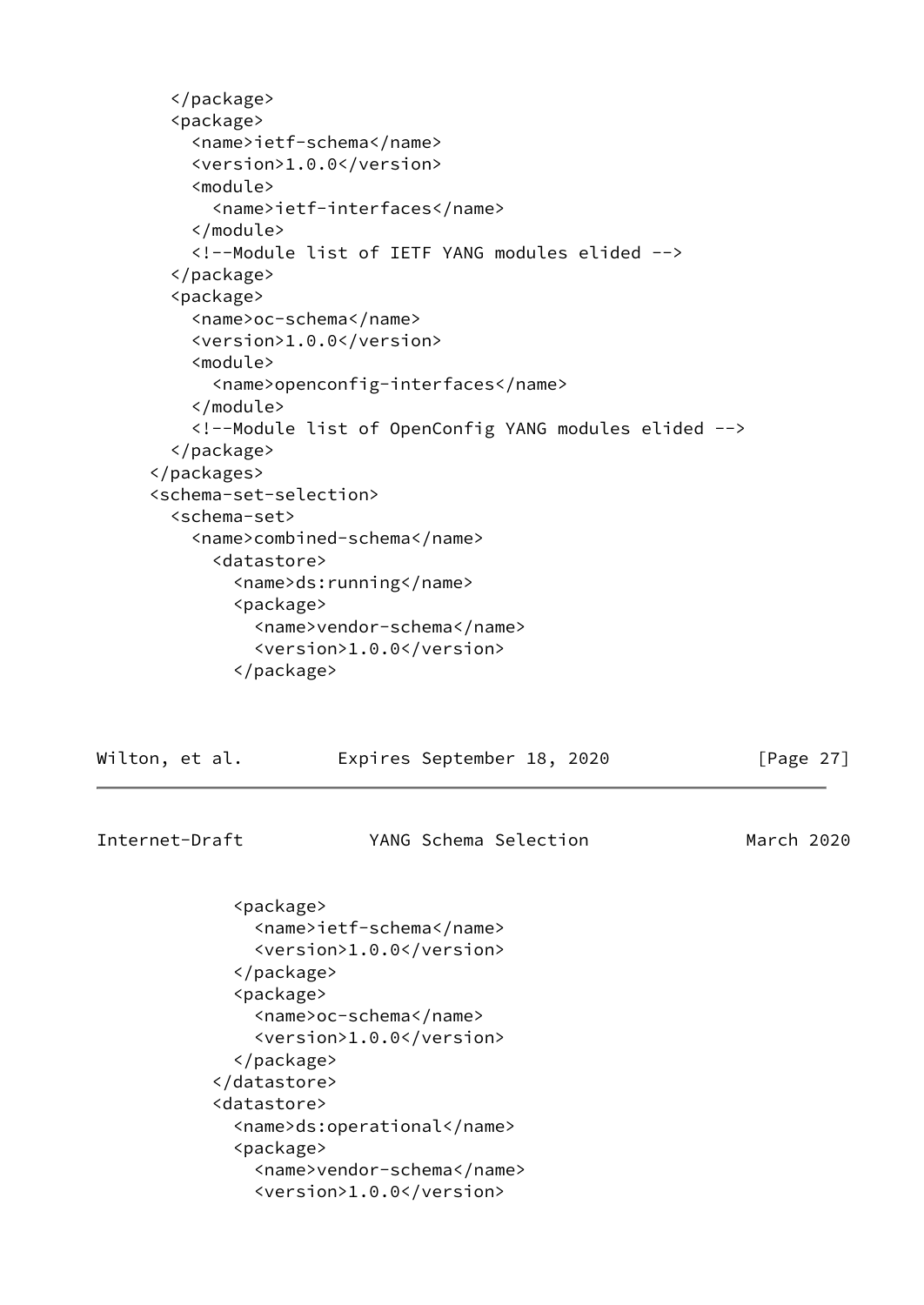```
      </package>
      <package>
        <name>ietf-schema</name>
        <version>1.0.0</version>
        <module>
          <name>ietf-interfaces</name>
        </module>
        <!--Module list of IETF YANG modules elided -->
      </package>
      <package>
        <name>oc-schema</name>
        <version>1.0.0</version>
        <module>
          <name>openconfig-interfaces</name>
        </module>
        <!--Module list of OpenConfig YANG modules elided -->
      </package>
    </packages>
    <schema-set-selection>
      <schema-set>
        <name>combined-schema</name>
          <datastore>
            <name>ds:running</name>
            <package>
              <name>vendor-schema</name>
              <version>1.0.0</version>
            </package>
            <package>
              <name>ietf-schema</name>
              <version>1.0.0</version>
            </package>
            <package>
              <name>oc-schema</name>
              <version>1.0.0</version>
            </package>
          </datastore>
          <datastore>
            <name>ds:operational</name>
            <package>
              <name>vendor-schema</name>
              <version>1.0.0</version>
```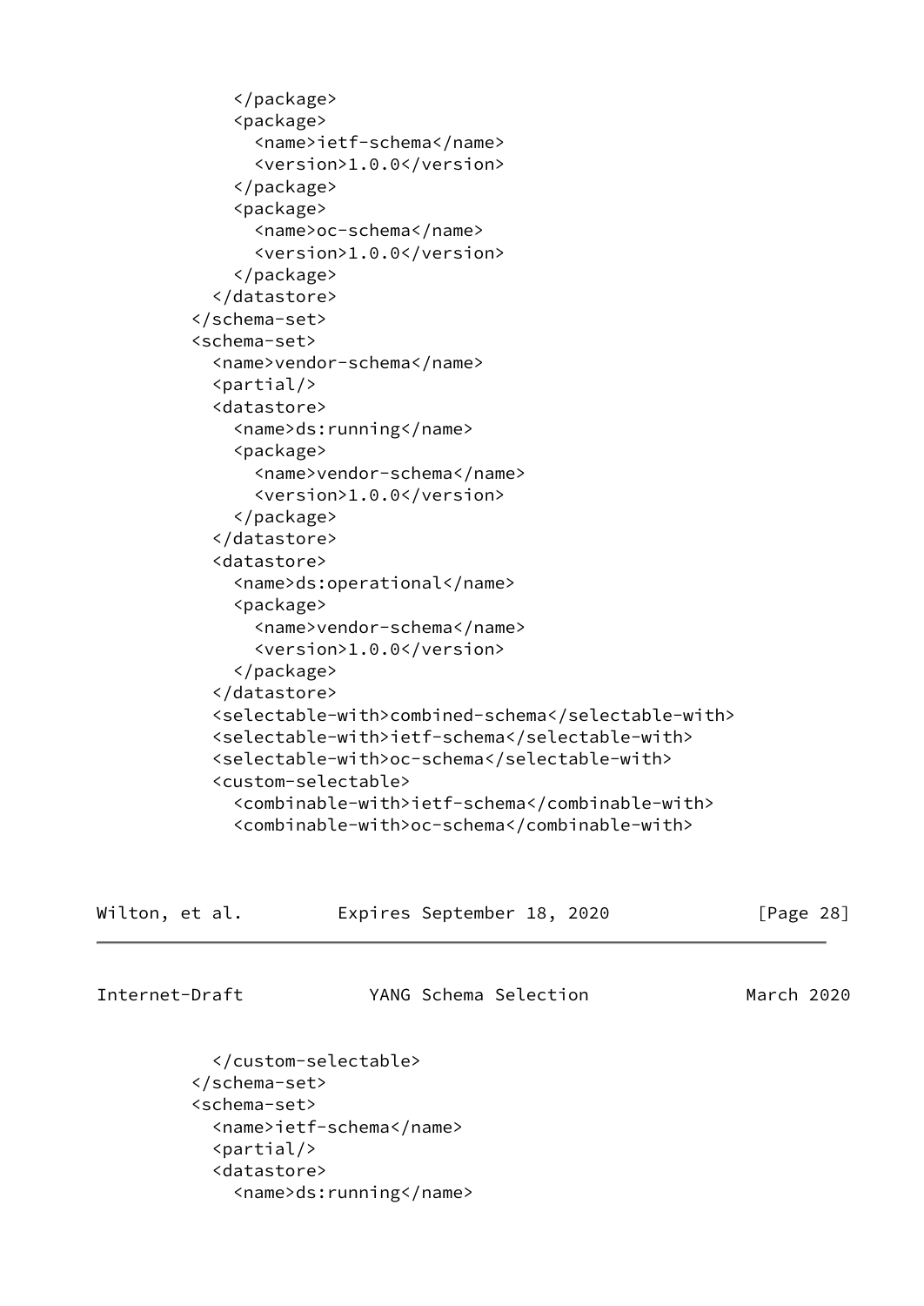```
          </package>
          <package>
            <name>ietf-schema</name>
            <version>1.0.0</version>
          </package>
          <package>
            <name>oc-schema</name>
            <version>1.0.0</version>
          </package>
        </datastore>
      </schema-set>
      <schema-set>
        <name>vendor-schema</name>
        <partial/>
        <datastore>
          <name>ds:running</name>
          <package>
            <name>vendor-schema</name>
            <version>1.0.0</version>
          </package>
        </datastore>
        <datastore>
          <name>ds:operational</name>
          <package>
            <name>vendor-schema</name>
            <version>1.0.0</version>
          </package>
        </datastore>
        <selectable-with>combined-schema</selectable-with>
        <selectable-with>ietf-schema</selectable-with>
        <selectable-with>oc-schema</selectable-with>
        <custom-selectable>
          <combinable-with>ietf-schema</combinable-with>
          <combinable-with>oc-schema</combinable-with>
```

```
        </custom-selectable>
      </schema-set>
      <schema-set>
        <name>ietf-schema</name>
        <partial/>
        <datastore>
          <name>ds:running</name>
```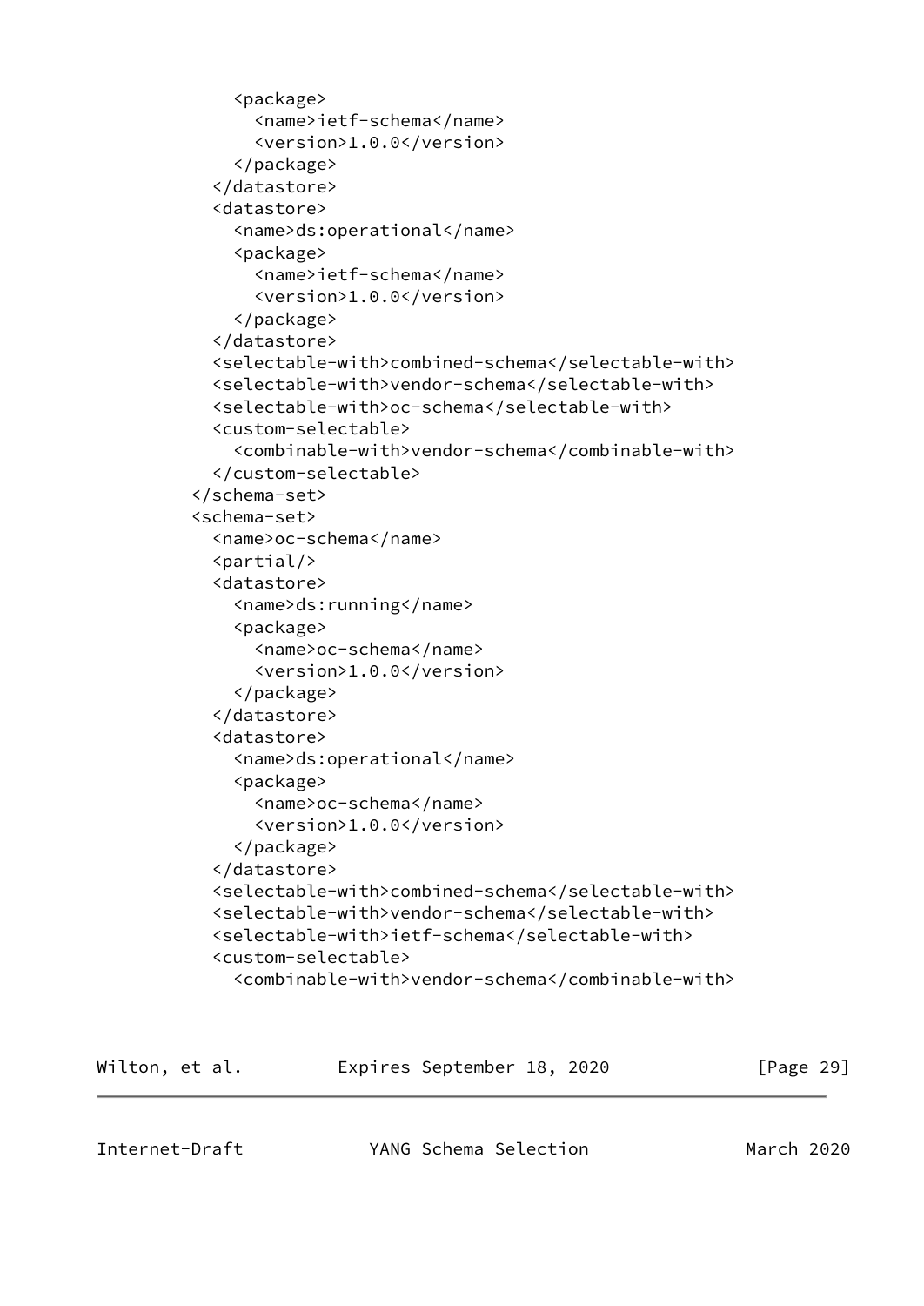```
        <package>
          <name>ietf-schema</name>
          <version>1.0.0</version>
        </package>
      </datastore>
      <datastore>
        <name>ds:operational</name>
        <package>
          <name>ietf-schema</name>
          <version>1.0.0</version>
        </package>
      </datastore>
      <selectable-with>combined-schema</selectable-with>
      <selectable-with>vendor-schema</selectable-with>
      <selectable-with>oc-schema</selectable-with>
      <custom-selectable>
        <combinable-with>vendor-schema</combinable-with>
      </custom-selectable>
    </schema-set>
    <schema-set>
      <name>oc-schema</name>
      <partial/>
      <datastore>
        <name>ds:running</name>
        <package>
          <name>oc-schema</name>
          <version>1.0.0</version>
        </package>
      </datastore>
      <datastore>
        <name>ds:operational</name>
        <package>
          <name>oc-schema</name>
          <version>1.0.0</version>
        </package>
      </datastore>
      <selectable-with>combined-schema</selectable-with>
      <selectable-with>vendor-schema</selectable-with>
      <selectable-with>ietf-schema</selectable-with>
      <custom-selectable>
        <combinable-with>vendor-schema</combinable-with>
```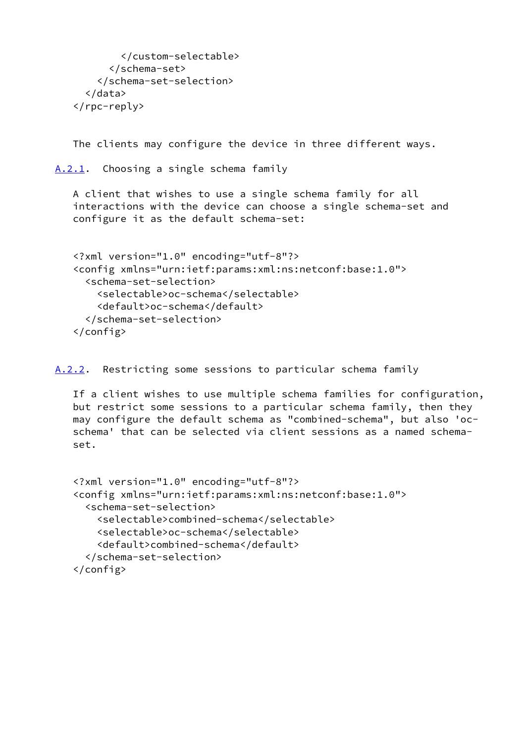```
        </custom-selectable>
      </schema-set>
    </schema-set-selection>
  </data>
</rpc-reply>
```

The clients may configure the device in three different ways.

### A.2.1. Choosing a single schema family

A client that wishes to use a single schema family for all interactions with the device can choose a single schema-set and configure it as the default schema-set:

```
<?xml version="1.0" encoding="utf-8"?>
<config xmlns="urn:ietf:params:xml:ns:netconf:base:1.0">
  <schema-set-selection>
    <selectable>oc-schema</selectable>
    <default>oc-schema</default>
  </schema-set-selection>
</config>
```

### A.2.2. Restricting some sessions to particular schema family

If a client wishes to use multiple schema families for configuration, but restrict some sessions to a particular schema family, then they may configure the default schema as "combined-schema", but also 'oc-schema' that can be selected via client sessions as a named schema-set.

```
<?xml version="1.0" encoding="utf-8"?>
<config xmlns="urn:ietf:params:xml:ns:netconf:base:1.0">
  <schema-set-selection>
    <selectable>combined-schema</selectable>
    <selectable>oc-schema</selectable>
    <default>combined-schema</default>
  </schema-set-selection>
</config>
```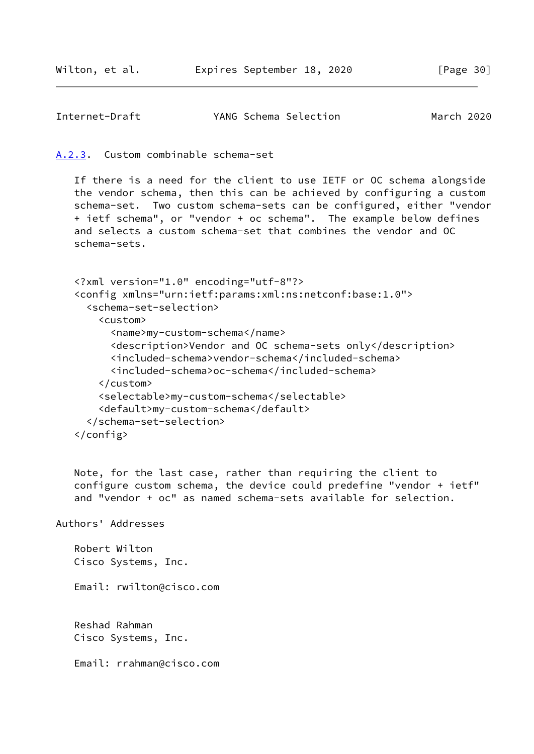### A.2.3. Custom combinable schema-set

If there is a need for the client to use IETF or OC schema alongside the vendor schema, then this can be achieved by configuring a custom schema-set. Two custom schema-sets can be configured, either "vendor + ietf schema", or "vendor + oc schema". The example below defines and selects a custom schema-set that combines the vendor and OC schema-sets.

```
<?xml version="1.0" encoding="utf-8"?>
<config xmlns="urn:ietf:params:xml:ns:netconf:base:1.0">
  <schema-set-selection>
    <custom>
      <name>my-custom-schema</name>
      <description>Vendor and OC schema-sets only</description>
      <included-schema>vendor-schema</included-schema>
      <included-schema>oc-schema</included-schema>
    </custom>
    <selectable>my-custom-schema</selectable>
    <default>my-custom-schema</default>
  </schema-set-selection>
</config>
```

Note, for the last case, rather than requiring the client to configure custom schema, the device could predefine "vendor + ietf" and "vendor + oc" as named schema-sets available for selection.

## Authors' Addresses

Robert Wilton
Cisco Systems, Inc.

Email: rwilton@cisco.com

Reshad Rahman
Cisco Systems, Inc.

Email: rrahman@cisco.com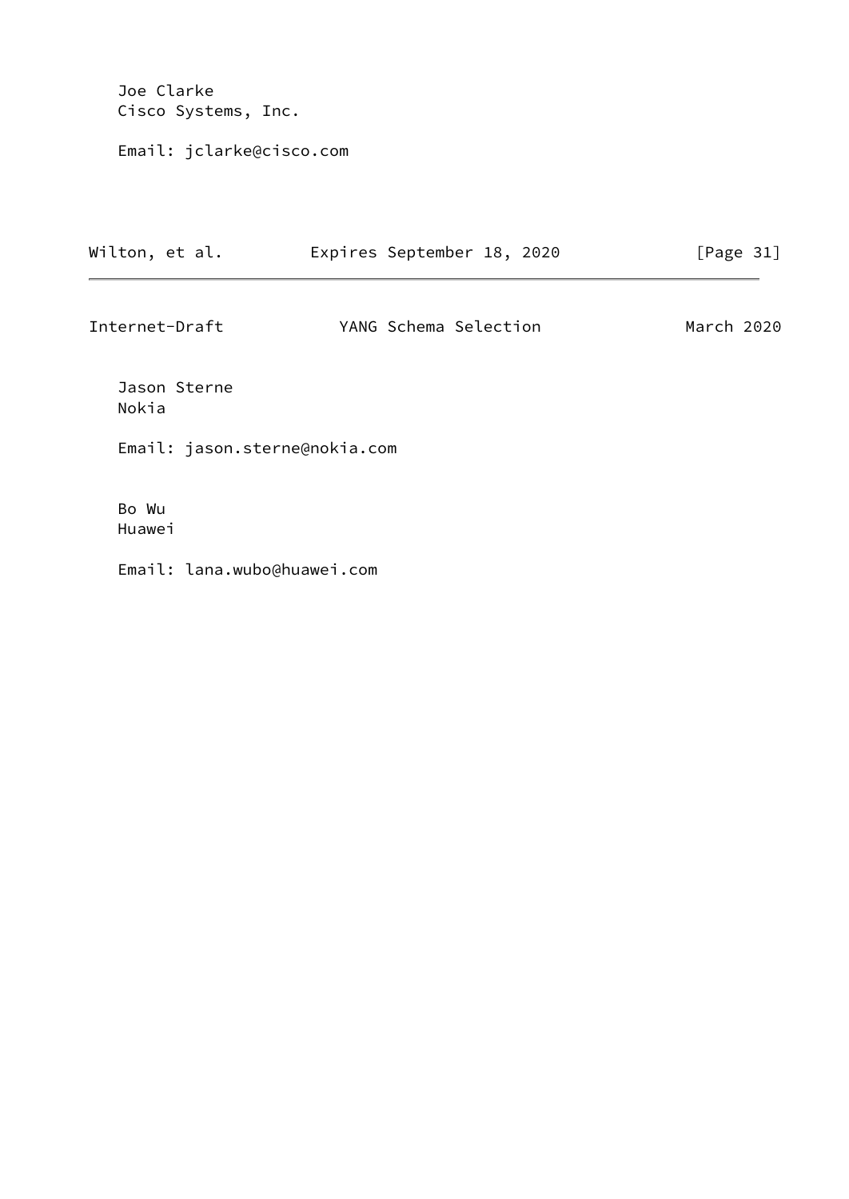Joe Clarke
Cisco Systems, Inc.

Email: jclarke@cisco.com

Jason Sterne
Nokia

Email: jason.sterne@nokia.com

Bo Wu
Huawei

Email: lana.wubo@huawei.com